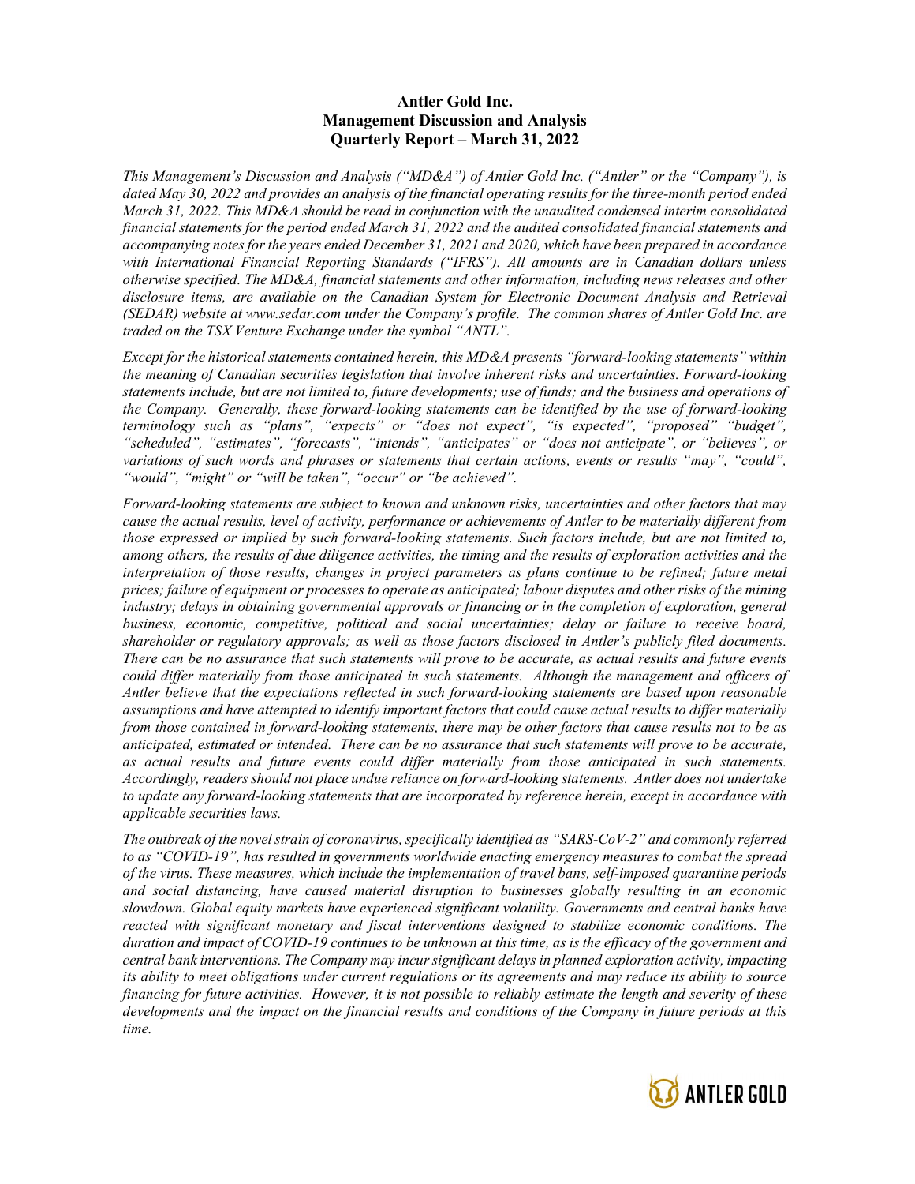# Antler Gold Inc.
# Management Discussion and Analysis
# Quarterly Report – March 31, 2022

*This Management's Discussion and Analysis ("MD&A") of Antler Gold Inc. ("Antler" or the "Company"), is dated May 30, 2022 and provides an analysis of the financial operating results for the three-month period ended March 31, 2022. This MD&A should be read in conjunction with the unaudited condensed interim consolidated financial statements for the period ended March 31, 2022 and the audited consolidated financial statements and accompanying notes for the years ended December 31, 2021 and 2020, which have been prepared in accordance with International Financial Reporting Standards ("IFRS"). All amounts are in Canadian dollars unless otherwise specified. The MD&A, financial statements and other information, including news releases and other disclosure items, are available on the Canadian System for Electronic Document Analysis and Retrieval (SEDAR) website at www.sedar.com under the Company's profile. The common shares of Antler Gold Inc. are traded on the TSX Venture Exchange under the symbol "ANTL".*

*Except for the historical statements contained herein, this MD&A presents "forward-looking statements" within the meaning of Canadian securities legislation that involve inherent risks and uncertainties. Forward-looking statements include, but are not limited to, future developments; use of funds; and the business and operations of the Company. Generally, these forward-looking statements can be identified by the use of forward-looking terminology such as "plans", "expects" or "does not expect", "is expected", "proposed" "budget", "scheduled", "estimates", "forecasts", "intends", "anticipates" or "does not anticipate", or "believes", or variations of such words and phrases or statements that certain actions, events or results "may", "could", "would", "might" or "will be taken", "occur" or "be achieved".*

*Forward-looking statements are subject to known and unknown risks, uncertainties and other factors that may cause the actual results, level of activity, performance or achievements of Antler to be materially different from those expressed or implied by such forward-looking statements. Such factors include, but are not limited to, among others, the results of due diligence activities, the timing and the results of exploration activities and the interpretation of those results, changes in project parameters as plans continue to be refined; future metal prices; failure of equipment or processes to operate as anticipated; labour disputes and other risks of the mining industry; delays in obtaining governmental approvals or financing or in the completion of exploration, general business, economic, competitive, political and social uncertainties; delay or failure to receive board, shareholder or regulatory approvals; as well as those factors disclosed in Antler's publicly filed documents. There can be no assurance that such statements will prove to be accurate, as actual results and future events could differ materially from those anticipated in such statements. Although the management and officers of Antler believe that the expectations reflected in such forward-looking statements are based upon reasonable assumptions and have attempted to identify important factors that could cause actual results to differ materially from those contained in forward-looking statements, there may be other factors that cause results not to be as anticipated, estimated or intended. There can be no assurance that such statements will prove to be accurate, as actual results and future events could differ materially from those anticipated in such statements. Accordingly, readers should not place undue reliance on forward-looking statements. Antler does not undertake to update any forward-looking statements that are incorporated by reference herein, except in accordance with applicable securities laws.*

*The outbreak of the novel strain of coronavirus, specifically identified as "SARS-CoV-2" and commonly referred to as "COVID-19", has resulted in governments worldwide enacting emergency measures to combat the spread of the virus. These measures, which include the implementation of travel bans, self-imposed quarantine periods and social distancing, have caused material disruption to businesses globally resulting in an economic slowdown. Global equity markets have experienced significant volatility. Governments and central banks have reacted with significant monetary and fiscal interventions designed to stabilize economic conditions. The duration and impact of COVID-19 continues to be unknown at this time, as is the efficacy of the government and central bank interventions. The Company may incur significant delays in planned exploration activity, impacting its ability to meet obligations under current regulations or its agreements and may reduce its ability to source financing for future activities. However, it is not possible to reliably estimate the length and severity of these developments and the impact on the financial results and conditions of the Company in future periods at this time.*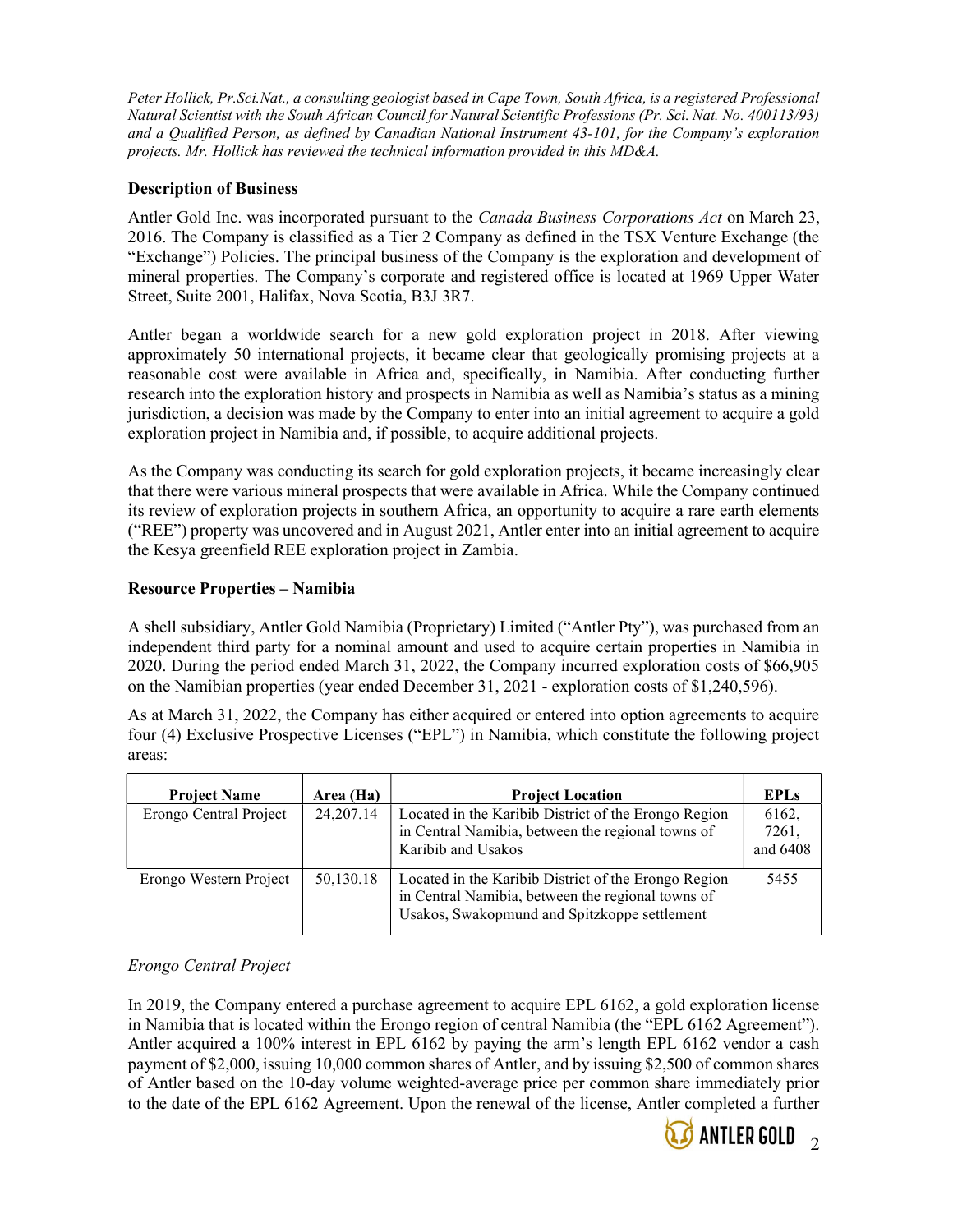*Peter Hollick, Pr.Sci.Nat., a consulting geologist based in Cape Town, South Africa, is a registered Professional Natural Scientist with the South African Council for Natural Scientific Professions (Pr. Sci. Nat. No. 400113/93) and a Qualified Person, as defined by Canadian National Instrument 43-101, for the Company's exploration projects. Mr. Hollick has reviewed the technical information provided in this MD&A.*

**Description of Business**

Antler Gold Inc. was incorporated pursuant to the *Canada Business Corporations Act* on March 23, 2016. The Company is classified as a Tier 2 Company as defined in the TSX Venture Exchange (the "Exchange") Policies. The principal business of the Company is the exploration and development of mineral properties. The Company's corporate and registered office is located at 1969 Upper Water Street, Suite 2001, Halifax, Nova Scotia, B3J 3R7.

Antler began a worldwide search for a new gold exploration project in 2018. After viewing approximately 50 international projects, it became clear that geologically promising projects at a reasonable cost were available in Africa and, specifically, in Namibia. After conducting further research into the exploration history and prospects in Namibia as well as Namibia's status as a mining jurisdiction, a decision was made by the Company to enter into an initial agreement to acquire a gold exploration project in Namibia and, if possible, to acquire additional projects.

As the Company was conducting its search for gold exploration projects, it became increasingly clear that there were various mineral prospects that were available in Africa. While the Company continued its review of exploration projects in southern Africa, an opportunity to acquire a rare earth elements ("REE") property was uncovered and in August 2021, Antler enter into an initial agreement to acquire the Kesya greenfield REE exploration project in Zambia.

**Resource Properties – Namibia**

A shell subsidiary, Antler Gold Namibia (Proprietary) Limited ("Antler Pty"), was purchased from an independent third party for a nominal amount and used to acquire certain properties in Namibia in 2020. During the period ended March 31, 2022, the Company incurred exploration costs of $66,905 on the Namibian properties (year ended December 31, 2021 - exploration costs of $1,240,596).

As at March 31, 2022, the Company has either acquired or entered into option agreements to acquire four (4) Exclusive Prospective Licenses ("EPL") in Namibia, which constitute the following project areas:

| Project Name | Area (Ha) | Project Location | EPLs |
|---|---|---|---|
| Erongo Central Project | 24,207.14 | Located in the Karibib District of the Erongo Region in Central Namibia, between the regional towns of Karibib and Usakos | 6162, 7261, and 6408 |
| Erongo Western Project | 50,130.18 | Located in the Karibib District of the Erongo Region in Central Namibia, between the regional towns of Usakos, Swakopmund and Spitzkoppe settlement | 5455 |

*Erongo Central Project*

In 2019, the Company entered a purchase agreement to acquire EPL 6162, a gold exploration license in Namibia that is located within the Erongo region of central Namibia (the "EPL 6162 Agreement"). Antler acquired a 100% interest in EPL 6162 by paying the arm's length EPL 6162 vendor a cash payment of $2,000, issuing 10,000 common shares of Antler, and by issuing $2,500 of common shares of Antler based on the 10-day volume weighted-average price per common share immediately prior to the date of the EPL 6162 Agreement. Upon the renewal of the license, Antler completed a further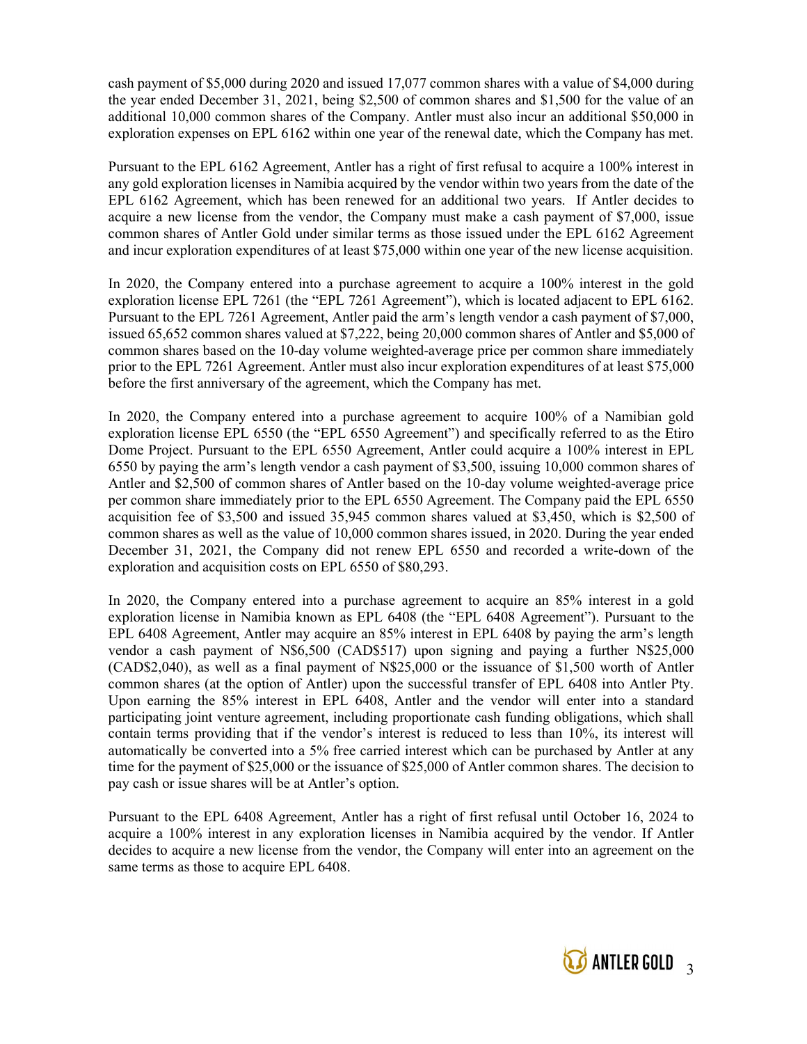cash payment of $5,000 during 2020 and issued 17,077 common shares with a value of $4,000 during the year ended December 31, 2021, being $2,500 of common shares and $1,500 for the value of an additional 10,000 common shares of the Company. Antler must also incur an additional $50,000 in exploration expenses on EPL 6162 within one year of the renewal date, which the Company has met.

Pursuant to the EPL 6162 Agreement, Antler has a right of first refusal to acquire a 100% interest in any gold exploration licenses in Namibia acquired by the vendor within two years from the date of the EPL 6162 Agreement, which has been renewed for an additional two years. If Antler decides to acquire a new license from the vendor, the Company must make a cash payment of $7,000, issue common shares of Antler Gold under similar terms as those issued under the EPL 6162 Agreement and incur exploration expenditures of at least $75,000 within one year of the new license acquisition.

In 2020, the Company entered into a purchase agreement to acquire a 100% interest in the gold exploration license EPL 7261 (the "EPL 7261 Agreement"), which is located adjacent to EPL 6162. Pursuant to the EPL 7261 Agreement, Antler paid the arm's length vendor a cash payment of $7,000, issued 65,652 common shares valued at $7,222, being 20,000 common shares of Antler and $5,000 of common shares based on the 10-day volume weighted-average price per common share immediately prior to the EPL 7261 Agreement. Antler must also incur exploration expenditures of at least $75,000 before the first anniversary of the agreement, which the Company has met.

In 2020, the Company entered into a purchase agreement to acquire 100% of a Namibian gold exploration license EPL 6550 (the "EPL 6550 Agreement") and specifically referred to as the Etiro Dome Project. Pursuant to the EPL 6550 Agreement, Antler could acquire a 100% interest in EPL 6550 by paying the arm's length vendor a cash payment of $3,500, issuing 10,000 common shares of Antler and $2,500 of common shares of Antler based on the 10-day volume weighted-average price per common share immediately prior to the EPL 6550 Agreement. The Company paid the EPL 6550 acquisition fee of $3,500 and issued 35,945 common shares valued at $3,450, which is $2,500 of common shares as well as the value of 10,000 common shares issued, in 2020. During the year ended December 31, 2021, the Company did not renew EPL 6550 and recorded a write-down of the exploration and acquisition costs on EPL 6550 of $80,293.

In 2020, the Company entered into a purchase agreement to acquire an 85% interest in a gold exploration license in Namibia known as EPL 6408 (the "EPL 6408 Agreement"). Pursuant to the EPL 6408 Agreement, Antler may acquire an 85% interest in EPL 6408 by paying the arm's length vendor a cash payment of N$6,500 (CAD$517) upon signing and paying a further N$25,000 (CAD$2,040), as well as a final payment of N$25,000 or the issuance of $1,500 worth of Antler common shares (at the option of Antler) upon the successful transfer of EPL 6408 into Antler Pty. Upon earning the 85% interest in EPL 6408, Antler and the vendor will enter into a standard participating joint venture agreement, including proportionate cash funding obligations, which shall contain terms providing that if the vendor's interest is reduced to less than 10%, its interest will automatically be converted into a 5% free carried interest which can be purchased by Antler at any time for the payment of $25,000 or the issuance of $25,000 of Antler common shares. The decision to pay cash or issue shares will be at Antler's option.

Pursuant to the EPL 6408 Agreement, Antler has a right of first refusal until October 16, 2024 to acquire a 100% interest in any exploration licenses in Namibia acquired by the vendor. If Antler decides to acquire a new license from the vendor, the Company will enter into an agreement on the same terms as those to acquire EPL 6408.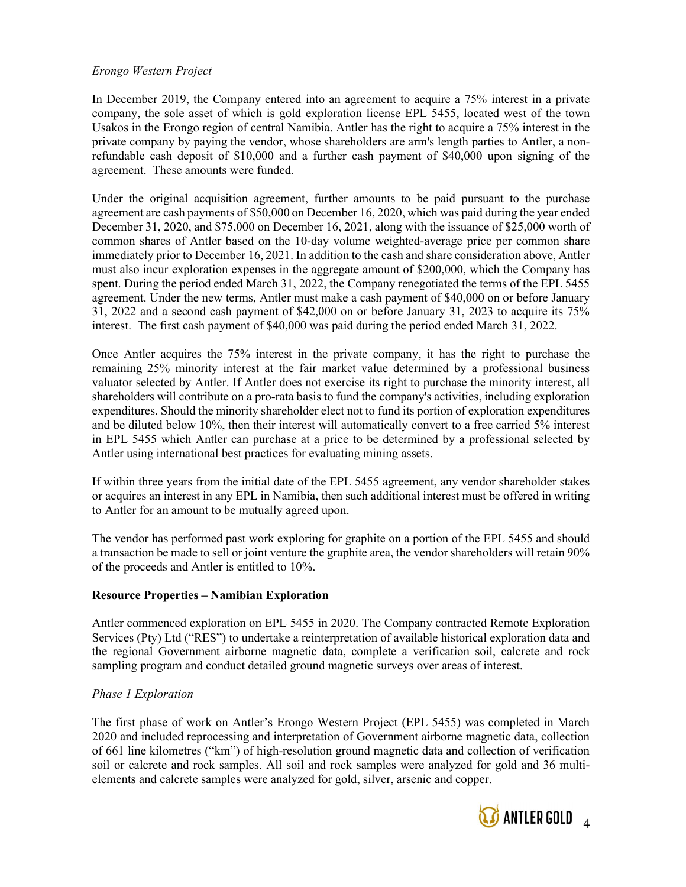*Erongo Western Project*

In December 2019, the Company entered into an agreement to acquire a 75% interest in a private company, the sole asset of which is gold exploration license EPL 5455, located west of the town Usakos in the Erongo region of central Namibia. Antler has the right to acquire a 75% interest in the private company by paying the vendor, whose shareholders are arm's length parties to Antler, a non-refundable cash deposit of $10,000 and a further cash payment of $40,000 upon signing of the agreement. These amounts were funded.

Under the original acquisition agreement, further amounts to be paid pursuant to the purchase agreement are cash payments of $50,000 on December 16, 2020, which was paid during the year ended December 31, 2020, and $75,000 on December 16, 2021, along with the issuance of $25,000 worth of common shares of Antler based on the 10-day volume weighted-average price per common share immediately prior to December 16, 2021. In addition to the cash and share consideration above, Antler must also incur exploration expenses in the aggregate amount of $200,000, which the Company has spent. During the period ended March 31, 2022, the Company renegotiated the terms of the EPL 5455 agreement. Under the new terms, Antler must make a cash payment of $40,000 on or before January 31, 2022 and a second cash payment of $42,000 on or before January 31, 2023 to acquire its 75% interest. The first cash payment of $40,000 was paid during the period ended March 31, 2022.

Once Antler acquires the 75% interest in the private company, it has the right to purchase the remaining 25% minority interest at the fair market value determined by a professional business valuator selected by Antler. If Antler does not exercise its right to purchase the minority interest, all shareholders will contribute on a pro-rata basis to fund the company's activities, including exploration expenditures. Should the minority shareholder elect not to fund its portion of exploration expenditures and be diluted below 10%, then their interest will automatically convert to a free carried 5% interest in EPL 5455 which Antler can purchase at a price to be determined by a professional selected by Antler using international best practices for evaluating mining assets.

If within three years from the initial date of the EPL 5455 agreement, any vendor shareholder stakes or acquires an interest in any EPL in Namibia, then such additional interest must be offered in writing to Antler for an amount to be mutually agreed upon.

The vendor has performed past work exploring for graphite on a portion of the EPL 5455 and should a transaction be made to sell or joint venture the graphite area, the vendor shareholders will retain 90% of the proceeds and Antler is entitled to 10%.

**Resource Properties – Namibian Exploration**

Antler commenced exploration on EPL 5455 in 2020. The Company contracted Remote Exploration Services (Pty) Ltd ("RES") to undertake a reinterpretation of available historical exploration data and the regional Government airborne magnetic data, complete a verification soil, calcrete and rock sampling program and conduct detailed ground magnetic surveys over areas of interest.

*Phase 1 Exploration*

The first phase of work on Antler's Erongo Western Project (EPL 5455) was completed in March 2020 and included reprocessing and interpretation of Government airborne magnetic data, collection of 661 line kilometres ("km") of high-resolution ground magnetic data and collection of verification soil or calcrete and rock samples. All soil and rock samples were analyzed for gold and 36 multi-elements and calcrete samples were analyzed for gold, silver, arsenic and copper.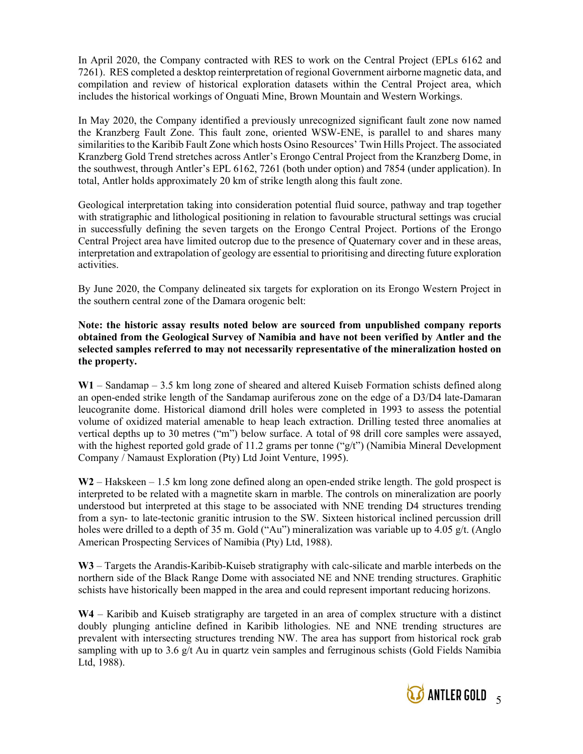In April 2020, the Company contracted with RES to work on the Central Project (EPLs 6162 and 7261). RES completed a desktop reinterpretation of regional Government airborne magnetic data, and compilation and review of historical exploration datasets within the Central Project area, which includes the historical workings of Onguati Mine, Brown Mountain and Western Workings.

In May 2020, the Company identified a previously unrecognized significant fault zone now named the Kranzberg Fault Zone. This fault zone, oriented WSW-ENE, is parallel to and shares many similarities to the Karibib Fault Zone which hosts Osino Resources' Twin Hills Project. The associated Kranzberg Gold Trend stretches across Antler's Erongo Central Project from the Kranzberg Dome, in the southwest, through Antler's EPL 6162, 7261 (both under option) and 7854 (under application). In total, Antler holds approximately 20 km of strike length along this fault zone.

Geological interpretation taking into consideration potential fluid source, pathway and trap together with stratigraphic and lithological positioning in relation to favourable structural settings was crucial in successfully defining the seven targets on the Erongo Central Project. Portions of the Erongo Central Project area have limited outcrop due to the presence of Quaternary cover and in these areas, interpretation and extrapolation of geology are essential to prioritising and directing future exploration activities.

By June 2020, the Company delineated six targets for exploration on its Erongo Western Project in the southern central zone of the Damara orogenic belt:

**Note: the historic assay results noted below are sourced from unpublished company reports obtained from the Geological Survey of Namibia and have not been verified by Antler and the selected samples referred to may not necessarily representative of the mineralization hosted on the property.**

**W1** – Sandamap – 3.5 km long zone of sheared and altered Kuiseb Formation schists defined along an open-ended strike length of the Sandamap auriferous zone on the edge of a D3/D4 late-Damaran leucogranite dome. Historical diamond drill holes were completed in 1993 to assess the potential volume of oxidized material amenable to heap leach extraction. Drilling tested three anomalies at vertical depths up to 30 metres ("m") below surface. A total of 98 drill core samples were assayed, with the highest reported gold grade of 11.2 grams per tonne ("g/t") (Namibia Mineral Development Company / Namaust Exploration (Pty) Ltd Joint Venture, 1995).

**W2** – Hakskeen – 1.5 km long zone defined along an open-ended strike length. The gold prospect is interpreted to be related with a magnetite skarn in marble. The controls on mineralization are poorly understood but interpreted at this stage to be associated with NNE trending D4 structures trending from a syn- to late-tectonic granitic intrusion to the SW. Sixteen historical inclined percussion drill holes were drilled to a depth of 35 m. Gold ("Au") mineralization was variable up to 4.05 g/t. (Anglo American Prospecting Services of Namibia (Pty) Ltd, 1988).

**W3** – Targets the Arandis-Karibib-Kuiseb stratigraphy with calc-silicate and marble interbeds on the northern side of the Black Range Dome with associated NE and NNE trending structures. Graphitic schists have historically been mapped in the area and could represent important reducing horizons.

**W4** – Karibib and Kuiseb stratigraphy are targeted in an area of complex structure with a distinct doubly plunging anticline defined in Karibib lithologies. NE and NNE trending structures are prevalent with intersecting structures trending NW. The area has support from historical rock grab sampling with up to 3.6 g/t Au in quartz vein samples and ferruginous schists (Gold Fields Namibia Ltd, 1988).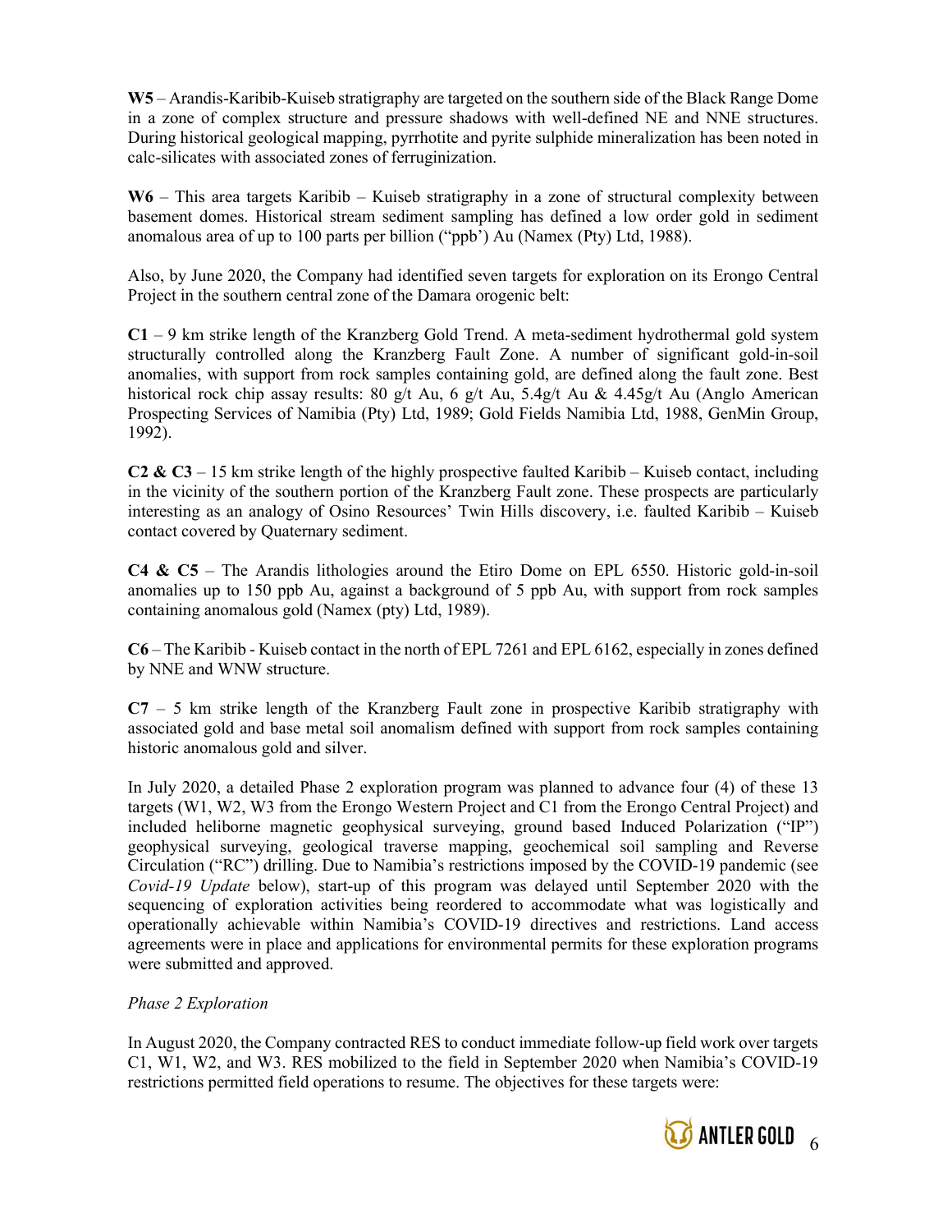**W5** – Arandis-Karibib-Kuiseb stratigraphy are targeted on the southern side of the Black Range Dome in a zone of complex structure and pressure shadows with well-defined NE and NNE structures. During historical geological mapping, pyrrhotite and pyrite sulphide mineralization has been noted in calc-silicates with associated zones of ferruginization.

**W6** – This area targets Karibib – Kuiseb stratigraphy in a zone of structural complexity between basement domes. Historical stream sediment sampling has defined a low order gold in sediment anomalous area of up to 100 parts per billion ("ppb") Au (Namex (Pty) Ltd, 1988).

Also, by June 2020, the Company had identified seven targets for exploration on its Erongo Central Project in the southern central zone of the Damara orogenic belt:

**C1** – 9 km strike length of the Kranzberg Gold Trend. A meta-sediment hydrothermal gold system structurally controlled along the Kranzberg Fault Zone. A number of significant gold-in-soil anomalies, with support from rock samples containing gold, are defined along the fault zone. Best historical rock chip assay results: 80 g/t Au, 6 g/t Au, 5.4g/t Au & 4.45g/t Au (Anglo American Prospecting Services of Namibia (Pty) Ltd, 1989; Gold Fields Namibia Ltd, 1988, GenMin Group, 1992).

**C2 & C3** – 15 km strike length of the highly prospective faulted Karibib – Kuiseb contact, including in the vicinity of the southern portion of the Kranzberg Fault zone. These prospects are particularly interesting as an analogy of Osino Resources' Twin Hills discovery, i.e. faulted Karibib – Kuiseb contact covered by Quaternary sediment.

**C4 & C5** – The Arandis lithologies around the Etiro Dome on EPL 6550. Historic gold-in-soil anomalies up to 150 ppb Au, against a background of 5 ppb Au, with support from rock samples containing anomalous gold (Namex (pty) Ltd, 1989).

**C6** – The Karibib - Kuiseb contact in the north of EPL 7261 and EPL 6162, especially in zones defined by NNE and WNW structure.

**C7** – 5 km strike length of the Kranzberg Fault zone in prospective Karibib stratigraphy with associated gold and base metal soil anomalism defined with support from rock samples containing historic anomalous gold and silver.

In July 2020, a detailed Phase 2 exploration program was planned to advance four (4) of these 13 targets (W1, W2, W3 from the Erongo Western Project and C1 from the Erongo Central Project) and included heliborne magnetic geophysical surveying, ground based Induced Polarization ("IP") geophysical surveying, geological traverse mapping, geochemical soil sampling and Reverse Circulation ("RC") drilling. Due to Namibia's restrictions imposed by the COVID-19 pandemic (see *Covid-19 Update* below), start-up of this program was delayed until September 2020 with the sequencing of exploration activities being reordered to accommodate what was logistically and operationally achievable within Namibia's COVID-19 directives and restrictions. Land access agreements were in place and applications for environmental permits for these exploration programs were submitted and approved.

*Phase 2 Exploration*

In August 2020, the Company contracted RES to conduct immediate follow-up field work over targets C1, W1, W2, and W3. RES mobilized to the field in September 2020 when Namibia's COVID-19 restrictions permitted field operations to resume. The objectives for these targets were: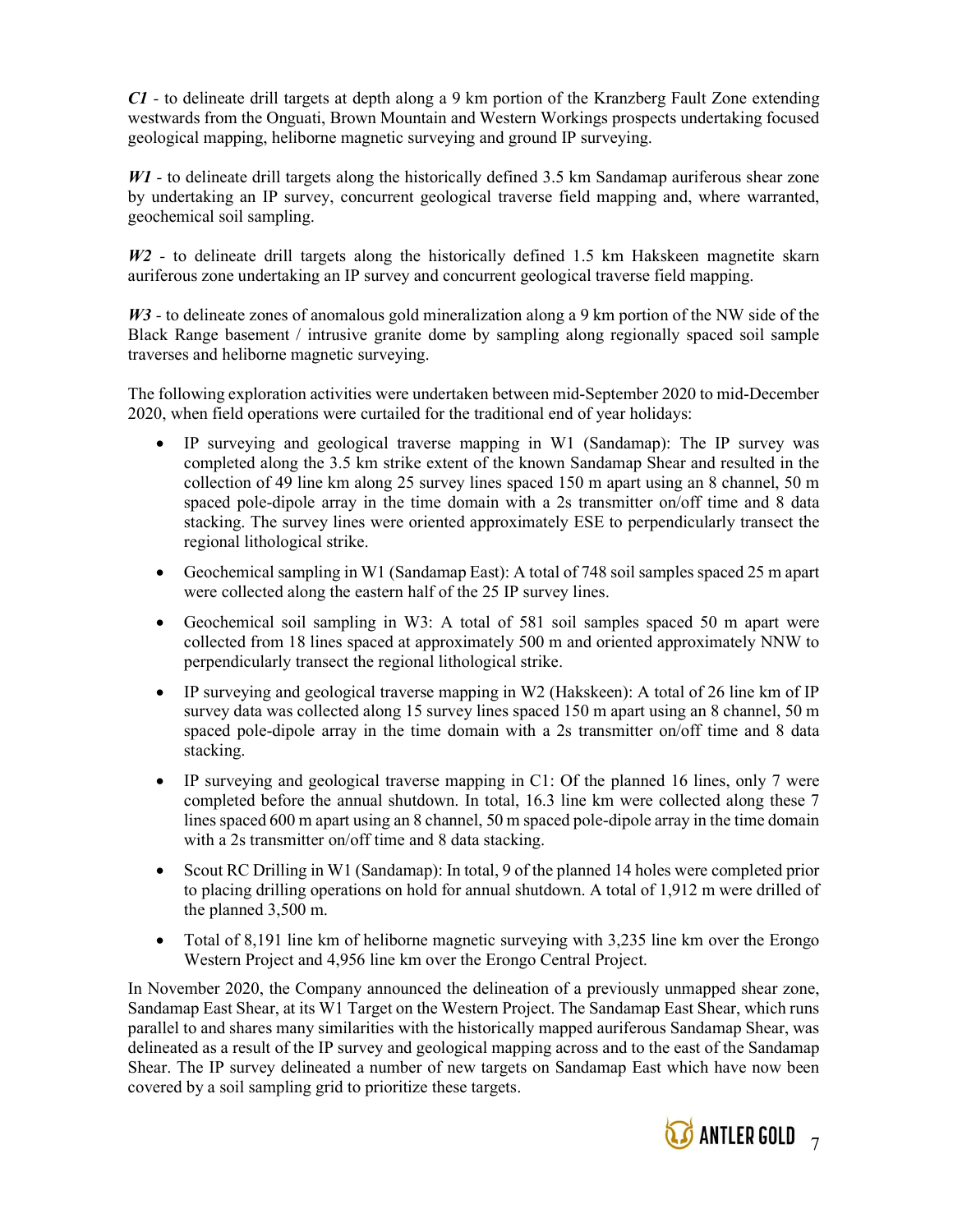***C1*** - to delineate drill targets at depth along a 9 km portion of the Kranzberg Fault Zone extending westwards from the Onguati, Brown Mountain and Western Workings prospects undertaking focused geological mapping, heliborne magnetic surveying and ground IP surveying.

***W1*** - to delineate drill targets along the historically defined 3.5 km Sandamap auriferous shear zone by undertaking an IP survey, concurrent geological traverse field mapping and, where warranted, geochemical soil sampling.

***W2*** - to delineate drill targets along the historically defined 1.5 km Hakskeen magnetite skarn auriferous zone undertaking an IP survey and concurrent geological traverse field mapping.

***W3*** - to delineate zones of anomalous gold mineralization along a 9 km portion of the NW side of the Black Range basement / intrusive granite dome by sampling along regionally spaced soil sample traverses and heliborne magnetic surveying.

The following exploration activities were undertaken between mid-September 2020 to mid-December 2020, when field operations were curtailed for the traditional end of year holidays:

- IP surveying and geological traverse mapping in W1 (Sandamap): The IP survey was completed along the 3.5 km strike extent of the known Sandamap Shear and resulted in the collection of 49 line km along 25 survey lines spaced 150 m apart using an 8 channel, 50 m spaced pole-dipole array in the time domain with a 2s transmitter on/off time and 8 data stacking. The survey lines were oriented approximately ESE to perpendicularly transect the regional lithological strike.
- Geochemical sampling in W1 (Sandamap East): A total of 748 soil samples spaced 25 m apart were collected along the eastern half of the 25 IP survey lines.
- Geochemical soil sampling in W3: A total of 581 soil samples spaced 50 m apart were collected from 18 lines spaced at approximately 500 m and oriented approximately NNW to perpendicularly transect the regional lithological strike.
- IP surveying and geological traverse mapping in W2 (Hakskeen): A total of 26 line km of IP survey data was collected along 15 survey lines spaced 150 m apart using an 8 channel, 50 m spaced pole-dipole array in the time domain with a 2s transmitter on/off time and 8 data stacking.
- IP surveying and geological traverse mapping in C1: Of the planned 16 lines, only 7 were completed before the annual shutdown. In total, 16.3 line km were collected along these 7 lines spaced 600 m apart using an 8 channel, 50 m spaced pole-dipole array in the time domain with a 2s transmitter on/off time and 8 data stacking.
- Scout RC Drilling in W1 (Sandamap): In total, 9 of the planned 14 holes were completed prior to placing drilling operations on hold for annual shutdown. A total of 1,912 m were drilled of the planned 3,500 m.
- Total of 8,191 line km of heliborne magnetic surveying with 3,235 line km over the Erongo Western Project and 4,956 line km over the Erongo Central Project.

In November 2020, the Company announced the delineation of a previously unmapped shear zone, Sandamap East Shear, at its W1 Target on the Western Project. The Sandamap East Shear, which runs parallel to and shares many similarities with the historically mapped auriferous Sandamap Shear, was delineated as a result of the IP survey and geological mapping across and to the east of the Sandamap Shear. The IP survey delineated a number of new targets on Sandamap East which have now been covered by a soil sampling grid to prioritize these targets.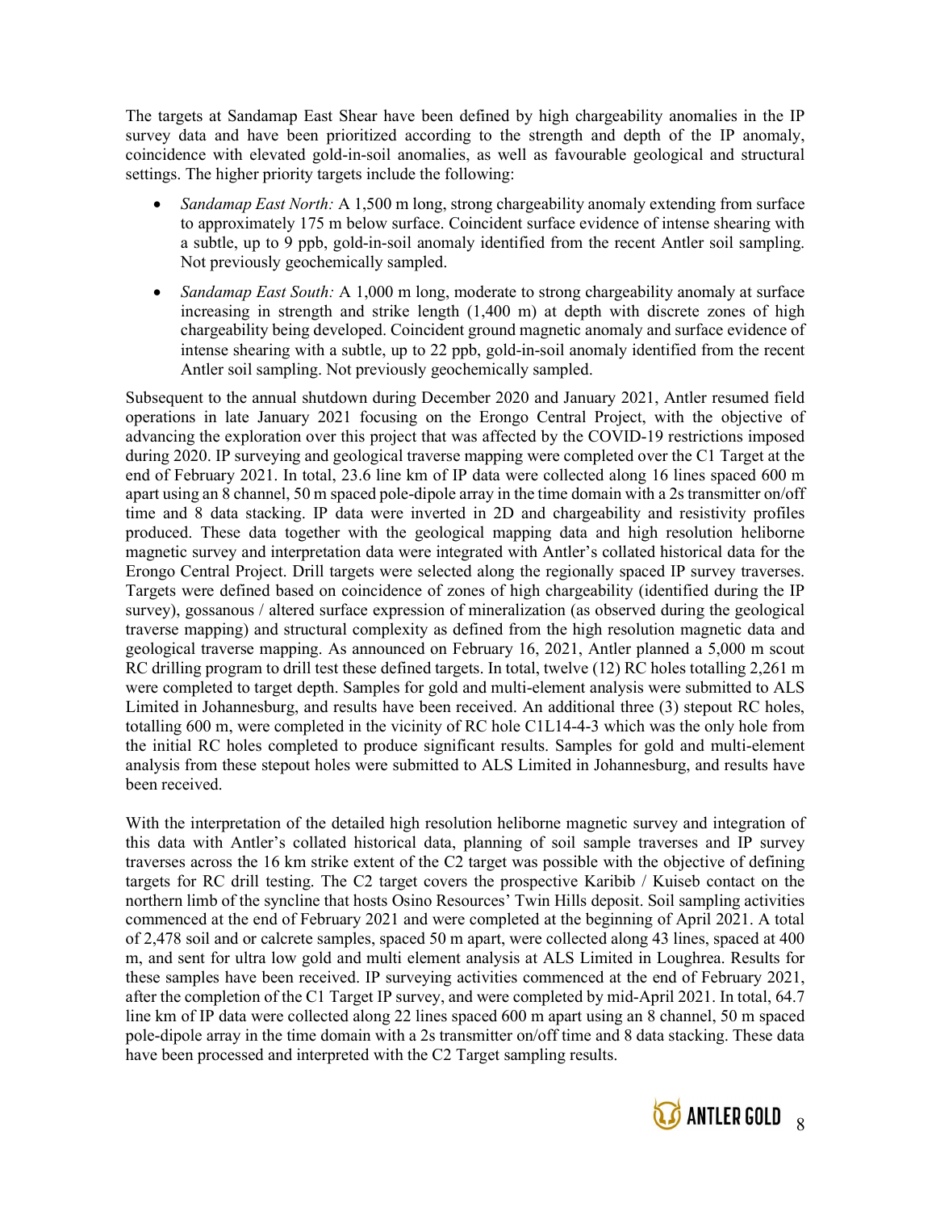The targets at Sandamap East Shear have been defined by high chargeability anomalies in the IP survey data and have been prioritized according to the strength and depth of the IP anomaly, coincidence with elevated gold-in-soil anomalies, as well as favourable geological and structural settings. The higher priority targets include the following:

- *Sandamap East North:* A 1,500 m long, strong chargeability anomaly extending from surface to approximately 175 m below surface. Coincident surface evidence of intense shearing with a subtle, up to 9 ppb, gold-in-soil anomaly identified from the recent Antler soil sampling. Not previously geochemically sampled.
- *Sandamap East South:* A 1,000 m long, moderate to strong chargeability anomaly at surface increasing in strength and strike length (1,400 m) at depth with discrete zones of high chargeability being developed. Coincident ground magnetic anomaly and surface evidence of intense shearing with a subtle, up to 22 ppb, gold-in-soil anomaly identified from the recent Antler soil sampling. Not previously geochemically sampled.

Subsequent to the annual shutdown during December 2020 and January 2021, Antler resumed field operations in late January 2021 focusing on the Erongo Central Project, with the objective of advancing the exploration over this project that was affected by the COVID-19 restrictions imposed during 2020. IP surveying and geological traverse mapping were completed over the C1 Target at the end of February 2021. In total, 23.6 line km of IP data were collected along 16 lines spaced 600 m apart using an 8 channel, 50 m spaced pole-dipole array in the time domain with a 2s transmitter on/off time and 8 data stacking. IP data were inverted in 2D and chargeability and resistivity profiles produced. These data together with the geological mapping data and high resolution heliborne magnetic survey and interpretation data were integrated with Antler's collated historical data for the Erongo Central Project. Drill targets were selected along the regionally spaced IP survey traverses. Targets were defined based on coincidence of zones of high chargeability (identified during the IP survey), gossanous / altered surface expression of mineralization (as observed during the geological traverse mapping) and structural complexity as defined from the high resolution magnetic data and geological traverse mapping. As announced on February 16, 2021, Antler planned a 5,000 m scout RC drilling program to drill test these defined targets. In total, twelve (12) RC holes totalling 2,261 m were completed to target depth. Samples for gold and multi-element analysis were submitted to ALS Limited in Johannesburg, and results have been received. An additional three (3) stepout RC holes, totalling 600 m, were completed in the vicinity of RC hole C1L14-4-3 which was the only hole from the initial RC holes completed to produce significant results. Samples for gold and multi-element analysis from these stepout holes were submitted to ALS Limited in Johannesburg, and results have been received.

With the interpretation of the detailed high resolution heliborne magnetic survey and integration of this data with Antler's collated historical data, planning of soil sample traverses and IP survey traverses across the 16 km strike extent of the C2 target was possible with the objective of defining targets for RC drill testing. The C2 target covers the prospective Karibib / Kuiseb contact on the northern limb of the syncline that hosts Osino Resources' Twin Hills deposit. Soil sampling activities commenced at the end of February 2021 and were completed at the beginning of April 2021. A total of 2,478 soil and or calcrete samples, spaced 50 m apart, were collected along 43 lines, spaced at 400 m, and sent for ultra low gold and multi element analysis at ALS Limited in Loughrea. Results for these samples have been received. IP surveying activities commenced at the end of February 2021, after the completion of the C1 Target IP survey, and were completed by mid-April 2021. In total, 64.7 line km of IP data were collected along 22 lines spaced 600 m apart using an 8 channel, 50 m spaced pole-dipole array in the time domain with a 2s transmitter on/off time and 8 data stacking. These data have been processed and interpreted with the C2 Target sampling results.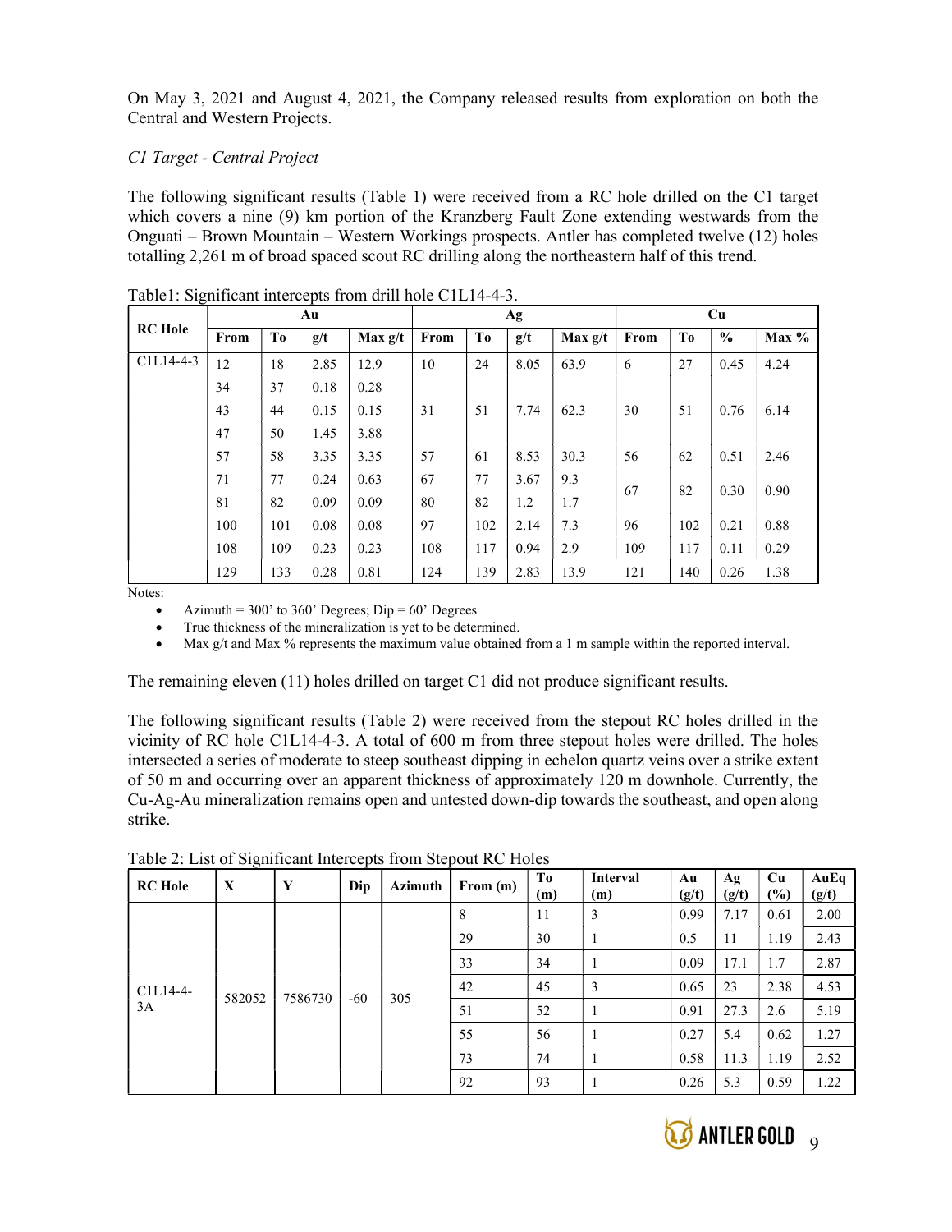On May 3, 2021 and August 4, 2021, the Company released results from exploration on both the Central and Western Projects.

*C1 Target - Central Project*

The following significant results (Table 1) were received from a RC hole drilled on the C1 target which covers a nine (9) km portion of the Kranzberg Fault Zone extending westwards from the Onguati – Brown Mountain – Western Workings prospects. Antler has completed twelve (12) holes totalling 2,261 m of broad spaced scout RC drilling along the northeastern half of this trend.

Table1: Significant intercepts from drill hole C1L14-4-3.

| RC Hole | Au | | | | Ag | | | | Cu | | | |
|---|---|---|---|---|---|---|---|---|---|---|---|---|
| | From | To | g/t | Max g/t | From | To | g/t | Max g/t | From | To | % | Max % |
| C1L14-4-3 | 12 | 18 | 2.85 | 12.9 | 10 | 24 | 8.05 | 63.9 | 6 | 27 | 0.45 | 4.24 |
| | 34 | 37 | 0.18 | 0.28 | 31 | 51 | 7.74 | 62.3 | 30 | 51 | 0.76 | 6.14 |
| | 43 | 44 | 0.15 | 0.15 | | | | | | | | |
| | 47 | 50 | 1.45 | 3.88 | | | | | | | | |
| | 57 | 58 | 3.35 | 3.35 | 57 | 61 | 8.53 | 30.3 | 56 | 62 | 0.51 | 2.46 |
| | 71 | 77 | 0.24 | 0.63 | 67 | 77 | 3.67 | 9.3 | 67 | 82 | 0.30 | 0.90 |
| | 81 | 82 | 0.09 | 0.09 | 80 | 82 | 1.2 | 1.7 | | | | |
| | 100 | 101 | 0.08 | 0.08 | 97 | 102 | 2.14 | 7.3 | 96 | 102 | 0.21 | 0.88 |
| | 108 | 109 | 0.23 | 0.23 | 108 | 117 | 0.94 | 2.9 | 109 | 117 | 0.11 | 0.29 |
| | 129 | 133 | 0.28 | 0.81 | 124 | 139 | 2.83 | 13.9 | 121 | 140 | 0.26 | 1.38 |

Notes:

- Azimuth = 300' to 360' Degrees; Dip = 60' Degrees
- True thickness of the mineralization is yet to be determined.
- Max g/t and Max % represents the maximum value obtained from a 1 m sample within the reported interval.

The remaining eleven (11) holes drilled on target C1 did not produce significant results.

The following significant results (Table 2) were received from the stepout RC holes drilled in the vicinity of RC hole C1L14-4-3. A total of 600 m from three stepout holes were drilled. The holes intersected a series of moderate to steep southeast dipping in echelon quartz veins over a strike extent of 50 m and occurring over an apparent thickness of approximately 120 m downhole. Currently, the Cu-Ag-Au mineralization remains open and untested down-dip towards the southeast, and open along strike.

Table 2: List of Significant Intercepts from Stepout RC Holes

| RC Hole | X | Y | Dip | Azimuth | From (m) | To (m) | Interval (m) | Au (g/t) | Ag (g/t) | Cu (%) | AuEq (g/t) |
|---|---|---|---|---|---|---|---|---|---|---|---|
| C1L14-4-3A | 582052 | 7586730 | -60 | 305 | 8 | 11 | 3 | 0.99 | 7.17 | 0.61 | 2.00 |
| | | | | | 29 | 30 | 1 | 0.5 | 11 | 1.19 | 2.43 |
| | | | | | 33 | 34 | 1 | 0.09 | 17.1 | 1.7 | 2.87 |
| | | | | | 42 | 45 | 3 | 0.65 | 23 | 2.38 | 4.53 |
| | | | | | 51 | 52 | 1 | 0.91 | 27.3 | 2.6 | 5.19 |
| | | | | | 55 | 56 | 1 | 0.27 | 5.4 | 0.62 | 1.27 |
| | | | | | 73 | 74 | 1 | 0.58 | 11.3 | 1.19 | 2.52 |
| | | | | | 92 | 93 | 1 | 0.26 | 5.3 | 0.59 | 1.22 |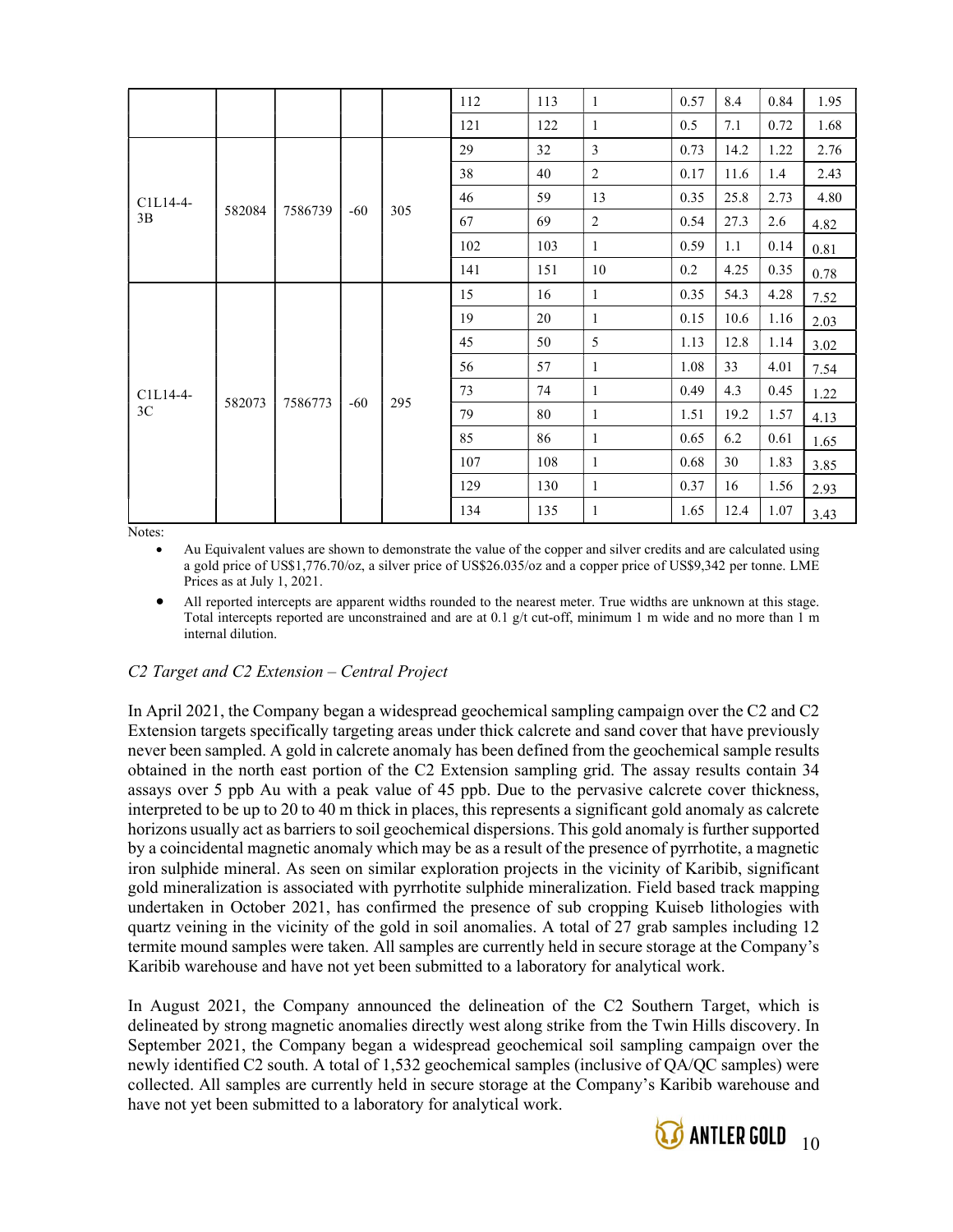| | | | | | 112 | 113 | 1 | 0.57 | 8.4 | 0.84 | 1.95 |
|---|---|---|---|---|---|---|---|---|---|---|---|
| | | | | | 121 | 122 | 1 | 0.5 | 7.1 | 0.72 | 1.68 |
| C1L14-4-3B | 582084 | 7586739 | -60 | 305 | 29 | 32 | 3 | 0.73 | 14.2 | 1.22 | 2.76 |
| | | | | | 38 | 40 | 2 | 0.17 | 11.6 | 1.4 | 2.43 |
| | | | | | 46 | 59 | 13 | 0.35 | 25.8 | 2.73 | 4.80 |
| | | | | | 67 | 69 | 2 | 0.54 | 27.3 | 2.6 | 4.82 |
| | | | | | 102 | 103 | 1 | 0.59 | 1.1 | 0.14 | 0.81 |
| | | | | | 141 | 151 | 10 | 0.2 | 4.25 | 0.35 | 0.78 |
| C1L14-4-3C | 582073 | 7586773 | -60 | 295 | 15 | 16 | 1 | 0.35 | 54.3 | 4.28 | 7.52 |
| | | | | | 19 | 20 | 1 | 0.15 | 10.6 | 1.16 | 2.03 |
| | | | | | 45 | 50 | 5 | 1.13 | 12.8 | 1.14 | 3.02 |
| | | | | | 56 | 57 | 1 | 1.08 | 33 | 4.01 | 7.54 |
| | | | | | 73 | 74 | 1 | 0.49 | 4.3 | 0.45 | 1.22 |
| | | | | | 79 | 80 | 1 | 1.51 | 19.2 | 1.57 | 4.13 |
| | | | | | 85 | 86 | 1 | 0.65 | 6.2 | 0.61 | 1.65 |
| | | | | | 107 | 108 | 1 | 0.68 | 30 | 1.83 | 3.85 |
| | | | | | 129 | 130 | 1 | 0.37 | 16 | 1.56 | 2.93 |
| | | | | | 134 | 135 | 1 | 1.65 | 12.4 | 1.07 | 3.43 |

Notes:

- Au Equivalent values are shown to demonstrate the value of the copper and silver credits and are calculated using a gold price of US$1,776.70/oz, a silver price of US$26.035/oz and a copper price of US$9,342 per tonne. LME Prices as at July 1, 2021.
- All reported intercepts are apparent widths rounded to the nearest meter. True widths are unknown at this stage. Total intercepts reported are unconstrained and are at 0.1 g/t cut-off, minimum 1 m wide and no more than 1 m internal dilution.

*C2 Target and C2 Extension – Central Project*

In April 2021, the Company began a widespread geochemical sampling campaign over the C2 and C2 Extension targets specifically targeting areas under thick calcrete and sand cover that have previously never been sampled. A gold in calcrete anomaly has been defined from the geochemical sample results obtained in the north east portion of the C2 Extension sampling grid. The assay results contain 34 assays over 5 ppb Au with a peak value of 45 ppb. Due to the pervasive calcrete cover thickness, interpreted to be up to 20 to 40 m thick in places, this represents a significant gold anomaly as calcrete horizons usually act as barriers to soil geochemical dispersions. This gold anomaly is further supported by a coincidental magnetic anomaly which may be as a result of the presence of pyrrhotite, a magnetic iron sulphide mineral. As seen on similar exploration projects in the vicinity of Karibib, significant gold mineralization is associated with pyrrhotite sulphide mineralization. Field based track mapping undertaken in October 2021, has confirmed the presence of sub cropping Kuiseb lithologies with quartz veining in the vicinity of the gold in soil anomalies. A total of 27 grab samples including 12 termite mound samples were taken. All samples are currently held in secure storage at the Company's Karibib warehouse and have not yet been submitted to a laboratory for analytical work.

In August 2021, the Company announced the delineation of the C2 Southern Target, which is delineated by strong magnetic anomalies directly west along strike from the Twin Hills discovery. In September 2021, the Company began a widespread geochemical soil sampling campaign over the newly identified C2 south. A total of 1,532 geochemical samples (inclusive of QA/QC samples) were collected. All samples are currently held in secure storage at the Company's Karibib warehouse and have not yet been submitted to a laboratory for analytical work.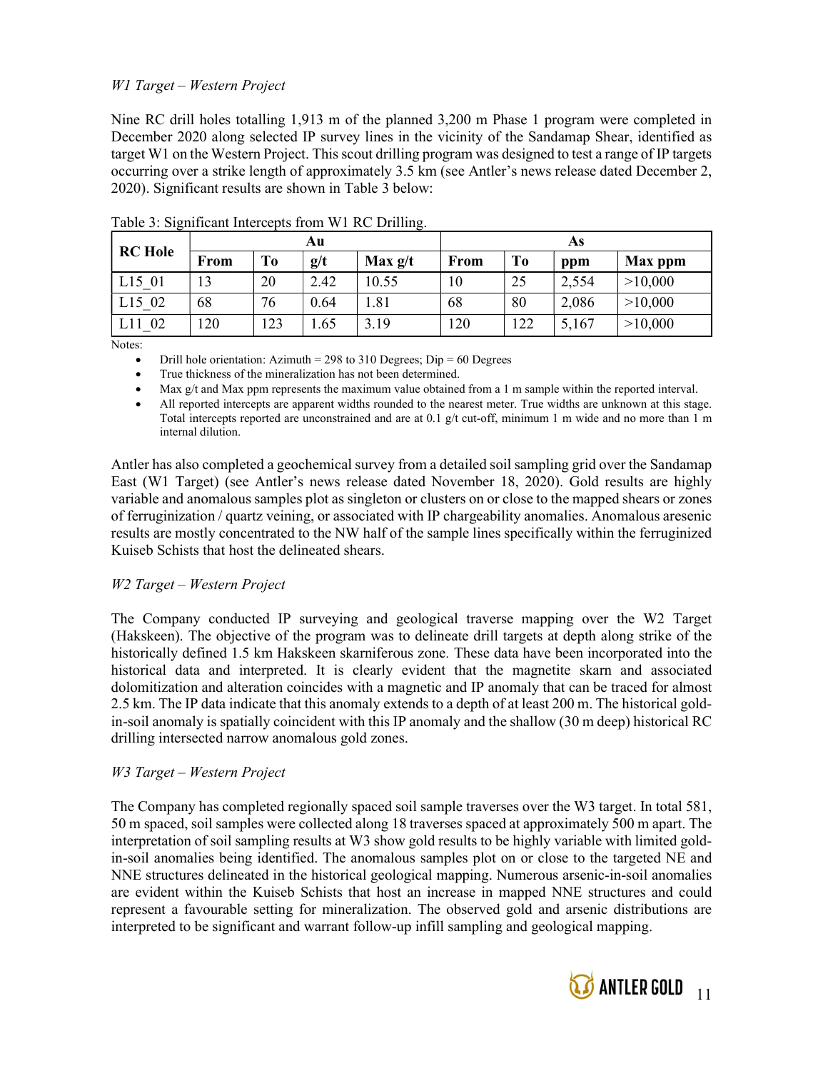*W1 Target – Western Project*

Nine RC drill holes totalling 1,913 m of the planned 3,200 m Phase 1 program were completed in December 2020 along selected IP survey lines in the vicinity of the Sandamap Shear, identified as target W1 on the Western Project. This scout drilling program was designed to test a range of IP targets occurring over a strike length of approximately 3.5 km (see Antler's news release dated December 2, 2020). Significant results are shown in Table 3 below:

Table 3: Significant Intercepts from W1 RC Drilling.

| RC Hole | Au | | | | As | | | |
|---|---|---|---|---|---|---|---|---|
| | From | To | g/t | Max g/t | From | To | ppm | Max ppm |
| L15_01 | 13 | 20 | 2.42 | 10.55 | 10 | 25 | 2,554 | >10,000 |
| L15_02 | 68 | 76 | 0.64 | 1.81 | 68 | 80 | 2,086 | >10,000 |
| L11_02 | 120 | 123 | 1.65 | 3.19 | 120 | 122 | 5,167 | >10,000 |

Notes:

- Drill hole orientation: Azimuth = 298 to 310 Degrees; Dip = 60 Degrees
- True thickness of the mineralization has not been determined.
- Max g/t and Max ppm represents the maximum value obtained from a 1 m sample within the reported interval.
- All reported intercepts are apparent widths rounded to the nearest meter. True widths are unknown at this stage. Total intercepts reported are unconstrained and are at 0.1 g/t cut-off, minimum 1 m wide and no more than 1 m internal dilution.

Antler has also completed a geochemical survey from a detailed soil sampling grid over the Sandamap East (W1 Target) (see Antler's news release dated November 18, 2020). Gold results are highly variable and anomalous samples plot as singleton or clusters on or close to the mapped shears or zones of ferruginization / quartz veining, or associated with IP chargeability anomalies. Anomalous aresenic results are mostly concentrated to the NW half of the sample lines specifically within the ferruginized Kuiseb Schists that host the delineated shears.

*W2 Target – Western Project*

The Company conducted IP surveying and geological traverse mapping over the W2 Target (Hakskeen). The objective of the program was to delineate drill targets at depth along strike of the historically defined 1.5 km Hakskeen skarniferous zone. These data have been incorporated into the historical data and interpreted. It is clearly evident that the magnetite skarn and associated dolomitization and alteration coincides with a magnetic and IP anomaly that can be traced for almost 2.5 km. The IP data indicate that this anomaly extends to a depth of at least 200 m. The historical gold-in-soil anomaly is spatially coincident with this IP anomaly and the shallow (30 m deep) historical RC drilling intersected narrow anomalous gold zones.

*W3 Target – Western Project*

The Company has completed regionally spaced soil sample traverses over the W3 target. In total 581, 50 m spaced, soil samples were collected along 18 traverses spaced at approximately 500 m apart. The interpretation of soil sampling results at W3 show gold results to be highly variable with limited gold-in-soil anomalies being identified. The anomalous samples plot on or close to the targeted NE and NNE structures delineated in the historical geological mapping. Numerous arsenic-in-soil anomalies are evident within the Kuiseb Schists that host an increase in mapped NNE structures and could represent a favourable setting for mineralization. The observed gold and arsenic distributions are interpreted to be significant and warrant follow-up infill sampling and geological mapping.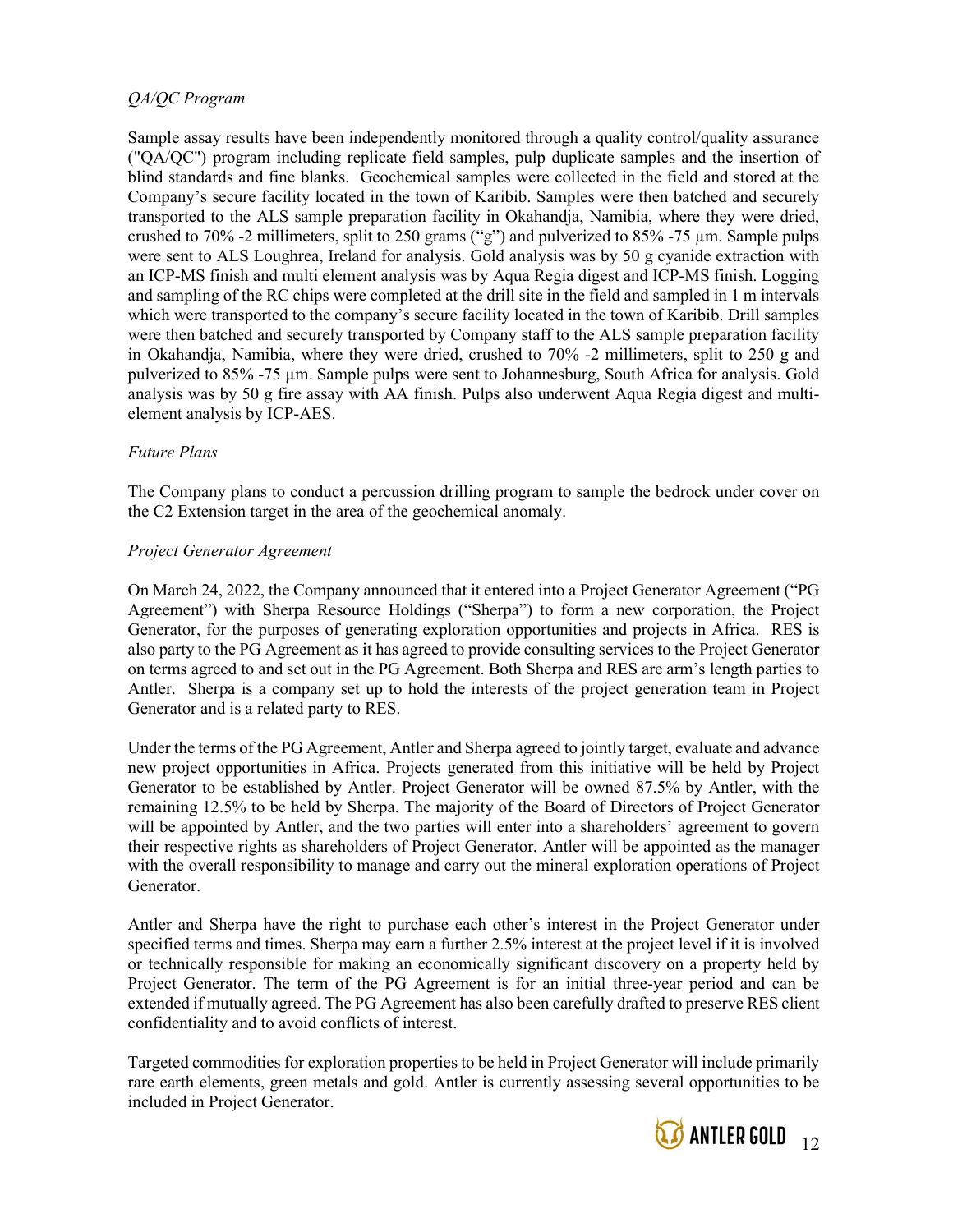*QA/QC Program*

Sample assay results have been independently monitored through a quality control/quality assurance ("QA/QC") program including replicate field samples, pulp duplicate samples and the insertion of blind standards and fine blanks. Geochemical samples were collected in the field and stored at the Company's secure facility located in the town of Karibib. Samples were then batched and securely transported to the ALS sample preparation facility in Okahandja, Namibia, where they were dried, crushed to 70% -2 millimeters, split to 250 grams ("g") and pulverized to 85% -75 µm. Sample pulps were sent to ALS Loughrea, Ireland for analysis. Gold analysis was by 50 g cyanide extraction with an ICP-MS finish and multi element analysis was by Aqua Regia digest and ICP-MS finish. Logging and sampling of the RC chips were completed at the drill site in the field and sampled in 1 m intervals which were transported to the company's secure facility located in the town of Karibib. Drill samples were then batched and securely transported by Company staff to the ALS sample preparation facility in Okahandja, Namibia, where they were dried, crushed to 70% -2 millimeters, split to 250 g and pulverized to 85% -75 µm. Sample pulps were sent to Johannesburg, South Africa for analysis. Gold analysis was by 50 g fire assay with AA finish. Pulps also underwent Aqua Regia digest and multi-element analysis by ICP-AES.

*Future Plans*

The Company plans to conduct a percussion drilling program to sample the bedrock under cover on the C2 Extension target in the area of the geochemical anomaly.

*Project Generator Agreement*

On March 24, 2022, the Company announced that it entered into a Project Generator Agreement ("PG Agreement") with Sherpa Resource Holdings ("Sherpa") to form a new corporation, the Project Generator, for the purposes of generating exploration opportunities and projects in Africa. RES is also party to the PG Agreement as it has agreed to provide consulting services to the Project Generator on terms agreed to and set out in the PG Agreement. Both Sherpa and RES are arm's length parties to Antler. Sherpa is a company set up to hold the interests of the project generation team in Project Generator and is a related party to RES.

Under the terms of the PG Agreement, Antler and Sherpa agreed to jointly target, evaluate and advance new project opportunities in Africa. Projects generated from this initiative will be held by Project Generator to be established by Antler. Project Generator will be owned 87.5% by Antler, with the remaining 12.5% to be held by Sherpa. The majority of the Board of Directors of Project Generator will be appointed by Antler, and the two parties will enter into a shareholders' agreement to govern their respective rights as shareholders of Project Generator. Antler will be appointed as the manager with the overall responsibility to manage and carry out the mineral exploration operations of Project Generator.

Antler and Sherpa have the right to purchase each other's interest in the Project Generator under specified terms and times. Sherpa may earn a further 2.5% interest at the project level if it is involved or technically responsible for making an economically significant discovery on a property held by Project Generator. The term of the PG Agreement is for an initial three-year period and can be extended if mutually agreed. The PG Agreement has also been carefully drafted to preserve RES client confidentiality and to avoid conflicts of interest.

Targeted commodities for exploration properties to be held in Project Generator will include primarily rare earth elements, green metals and gold. Antler is currently assessing several opportunities to be included in Project Generator.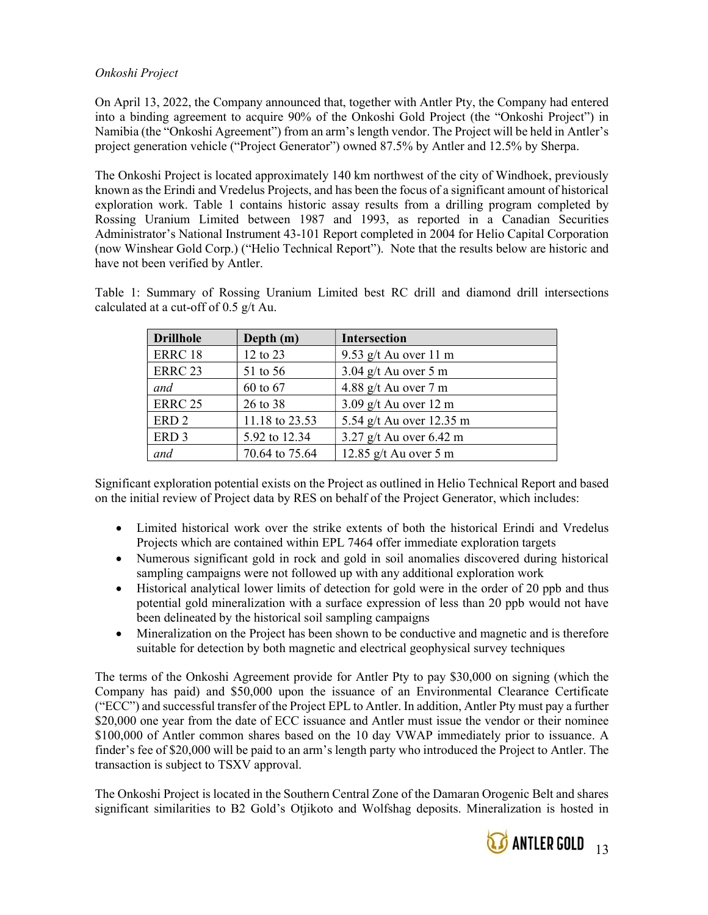*Onkoshi Project*

On April 13, 2022, the Company announced that, together with Antler Pty, the Company had entered into a binding agreement to acquire 90% of the Onkoshi Gold Project (the "Onkoshi Project") in Namibia (the "Onkoshi Agreement") from an arm's length vendor. The Project will be held in Antler's project generation vehicle ("Project Generator") owned 87.5% by Antler and 12.5% by Sherpa.

The Onkoshi Project is located approximately 140 km northwest of the city of Windhoek, previously known as the Erindi and Vredelus Projects, and has been the focus of a significant amount of historical exploration work. Table 1 contains historic assay results from a drilling program completed by Rossing Uranium Limited between 1987 and 1993, as reported in a Canadian Securities Administrator's National Instrument 43-101 Report completed in 2004 for Helio Capital Corporation (now Winshear Gold Corp.) ("Helio Technical Report"). Note that the results below are historic and have not been verified by Antler.

Table 1: Summary of Rossing Uranium Limited best RC drill and diamond drill intersections calculated at a cut-off of 0.5 g/t Au.

| Drillhole | Depth (m) | Intersection |
|---|---|---|
| ERRC 18 | 12 to 23 | 9.53 g/t Au over 11 m |
| ERRC 23 | 51 to 56 | 3.04 g/t Au over 5 m |
| *and* | 60 to 67 | 4.88 g/t Au over 7 m |
| ERRC 25 | 26 to 38 | 3.09 g/t Au over 12 m |
| ERD 2 | 11.18 to 23.53 | 5.54 g/t Au over 12.35 m |
| ERD 3 | 5.92 to 12.34 | 3.27 g/t Au over 6.42 m |
| *and* | 70.64 to 75.64 | 12.85 g/t Au over 5 m |

Significant exploration potential exists on the Project as outlined in Helio Technical Report and based on the initial review of Project data by RES on behalf of the Project Generator, which includes:

- Limited historical work over the strike extents of both the historical Erindi and Vredelus Projects which are contained within EPL 7464 offer immediate exploration targets
- Numerous significant gold in rock and gold in soil anomalies discovered during historical sampling campaigns were not followed up with any additional exploration work
- Historical analytical lower limits of detection for gold were in the order of 20 ppb and thus potential gold mineralization with a surface expression of less than 20 ppb would not have been delineated by the historical soil sampling campaigns
- Mineralization on the Project has been shown to be conductive and magnetic and is therefore suitable for detection by both magnetic and electrical geophysical survey techniques

The terms of the Onkoshi Agreement provide for Antler Pty to pay $30,000 on signing (which the Company has paid) and $50,000 upon the issuance of an Environmental Clearance Certificate ("ECC") and successful transfer of the Project EPL to Antler. In addition, Antler Pty must pay a further $20,000 one year from the date of ECC issuance and Antler must issue the vendor or their nominee $100,000 of Antler common shares based on the 10 day VWAP immediately prior to issuance. A finder's fee of $20,000 will be paid to an arm's length party who introduced the Project to Antler. The transaction is subject to TSXV approval.

The Onkoshi Project is located in the Southern Central Zone of the Damaran Orogenic Belt and shares significant similarities to B2 Gold's Otjikoto and Wolfshag deposits. Mineralization is hosted in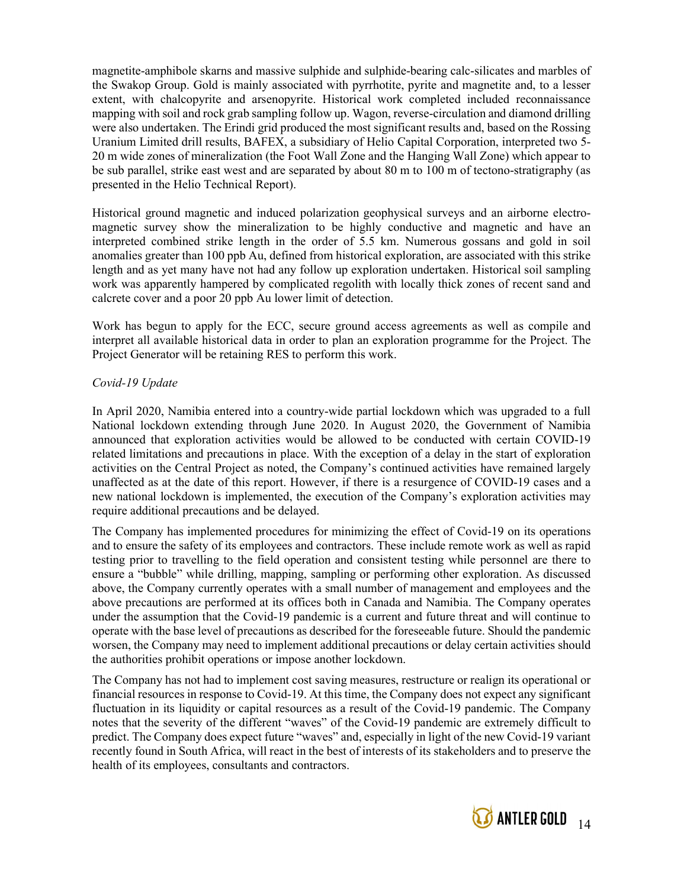magnetite-amphibole skarns and massive sulphide and sulphide-bearing calc-silicates and marbles of the Swakop Group. Gold is mainly associated with pyrrhotite, pyrite and magnetite and, to a lesser extent, with chalcopyrite and arsenopyrite. Historical work completed included reconnaissance mapping with soil and rock grab sampling follow up. Wagon, reverse-circulation and diamond drilling were also undertaken. The Erindi grid produced the most significant results and, based on the Rossing Uranium Limited drill results, BAFEX, a subsidiary of Helio Capital Corporation, interpreted two 5-20 m wide zones of mineralization (the Foot Wall Zone and the Hanging Wall Zone) which appear to be sub parallel, strike east west and are separated by about 80 m to 100 m of tectono-stratigraphy (as presented in the Helio Technical Report).

Historical ground magnetic and induced polarization geophysical surveys and an airborne electro-magnetic survey show the mineralization to be highly conductive and magnetic and have an interpreted combined strike length in the order of 5.5 km. Numerous gossans and gold in soil anomalies greater than 100 ppb Au, defined from historical exploration, are associated with this strike length and as yet many have not had any follow up exploration undertaken. Historical soil sampling work was apparently hampered by complicated regolith with locally thick zones of recent sand and calcrete cover and a poor 20 ppb Au lower limit of detection.

Work has begun to apply for the ECC, secure ground access agreements as well as compile and interpret all available historical data in order to plan an exploration programme for the Project. The Project Generator will be retaining RES to perform this work.

*Covid-19 Update*

In April 2020, Namibia entered into a country-wide partial lockdown which was upgraded to a full National lockdown extending through June 2020. In August 2020, the Government of Namibia announced that exploration activities would be allowed to be conducted with certain COVID-19 related limitations and precautions in place. With the exception of a delay in the start of exploration activities on the Central Project as noted, the Company's continued activities have remained largely unaffected as at the date of this report. However, if there is a resurgence of COVID-19 cases and a new national lockdown is implemented, the execution of the Company's exploration activities may require additional precautions and be delayed.

The Company has implemented procedures for minimizing the effect of Covid-19 on its operations and to ensure the safety of its employees and contractors. These include remote work as well as rapid testing prior to travelling to the field operation and consistent testing while personnel are there to ensure a "bubble" while drilling, mapping, sampling or performing other exploration. As discussed above, the Company currently operates with a small number of management and employees and the above precautions are performed at its offices both in Canada and Namibia. The Company operates under the assumption that the Covid-19 pandemic is a current and future threat and will continue to operate with the base level of precautions as described for the foreseeable future. Should the pandemic worsen, the Company may need to implement additional precautions or delay certain activities should the authorities prohibit operations or impose another lockdown.

The Company has not had to implement cost saving measures, restructure or realign its operational or financial resources in response to Covid-19. At this time, the Company does not expect any significant fluctuation in its liquidity or capital resources as a result of the Covid-19 pandemic. The Company notes that the severity of the different "waves" of the Covid-19 pandemic are extremely difficult to predict. The Company does expect future "waves" and, especially in light of the new Covid-19 variant recently found in South Africa, will react in the best of interests of its stakeholders and to preserve the health of its employees, consultants and contractors.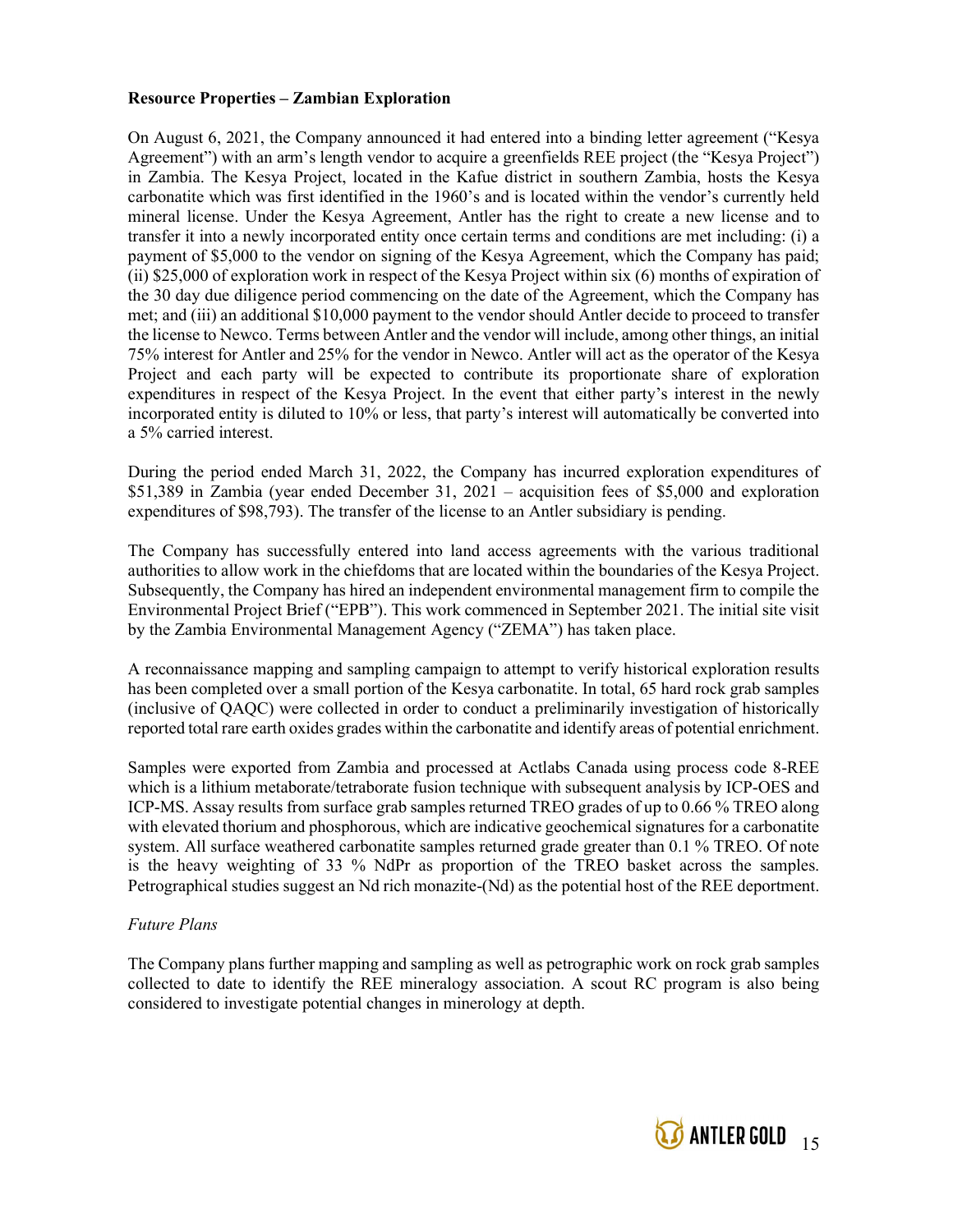**Resource Properties – Zambian Exploration**

On August 6, 2021, the Company announced it had entered into a binding letter agreement ("Kesya Agreement") with an arm's length vendor to acquire a greenfields REE project (the "Kesya Project") in Zambia. The Kesya Project, located in the Kafue district in southern Zambia, hosts the Kesya carbonatite which was first identified in the 1960's and is located within the vendor's currently held mineral license. Under the Kesya Agreement, Antler has the right to create a new license and to transfer it into a newly incorporated entity once certain terms and conditions are met including: (i) a payment of $5,000 to the vendor on signing of the Kesya Agreement, which the Company has paid; (ii) $25,000 of exploration work in respect of the Kesya Project within six (6) months of expiration of the 30 day due diligence period commencing on the date of the Agreement, which the Company has met; and (iii) an additional $10,000 payment to the vendor should Antler decide to proceed to transfer the license to Newco. Terms between Antler and the vendor will include, among other things, an initial 75% interest for Antler and 25% for the vendor in Newco. Antler will act as the operator of the Kesya Project and each party will be expected to contribute its proportionate share of exploration expenditures in respect of the Kesya Project. In the event that either party's interest in the newly incorporated entity is diluted to 10% or less, that party's interest will automatically be converted into a 5% carried interest.

During the period ended March 31, 2022, the Company has incurred exploration expenditures of $51,389 in Zambia (year ended December 31, 2021 – acquisition fees of $5,000 and exploration expenditures of $98,793). The transfer of the license to an Antler subsidiary is pending.

The Company has successfully entered into land access agreements with the various traditional authorities to allow work in the chiefdoms that are located within the boundaries of the Kesya Project. Subsequently, the Company has hired an independent environmental management firm to compile the Environmental Project Brief ("EPB"). This work commenced in September 2021. The initial site visit by the Zambia Environmental Management Agency ("ZEMA") has taken place.

A reconnaissance mapping and sampling campaign to attempt to verify historical exploration results has been completed over a small portion of the Kesya carbonatite. In total, 65 hard rock grab samples (inclusive of QAQC) were collected in order to conduct a preliminarily investigation of historically reported total rare earth oxides grades within the carbonatite and identify areas of potential enrichment.

Samples were exported from Zambia and processed at Actlabs Canada using process code 8-REE which is a lithium metaborate/tetraborate fusion technique with subsequent analysis by ICP-OES and ICP-MS. Assay results from surface grab samples returned TREO grades of up to 0.66 % TREO along with elevated thorium and phosphorous, which are indicative geochemical signatures for a carbonatite system. All surface weathered carbonatite samples returned grade greater than 0.1 % TREO. Of note is the heavy weighting of 33 % NdPr as proportion of the TREO basket across the samples. Petrographical studies suggest an Nd rich monazite-(Nd) as the potential host of the REE deportment.

*Future Plans*

The Company plans further mapping and sampling as well as petrographic work on rock grab samples collected to date to identify the REE mineralogy association. A scout RC program is also being considered to investigate potential changes in minerology at depth.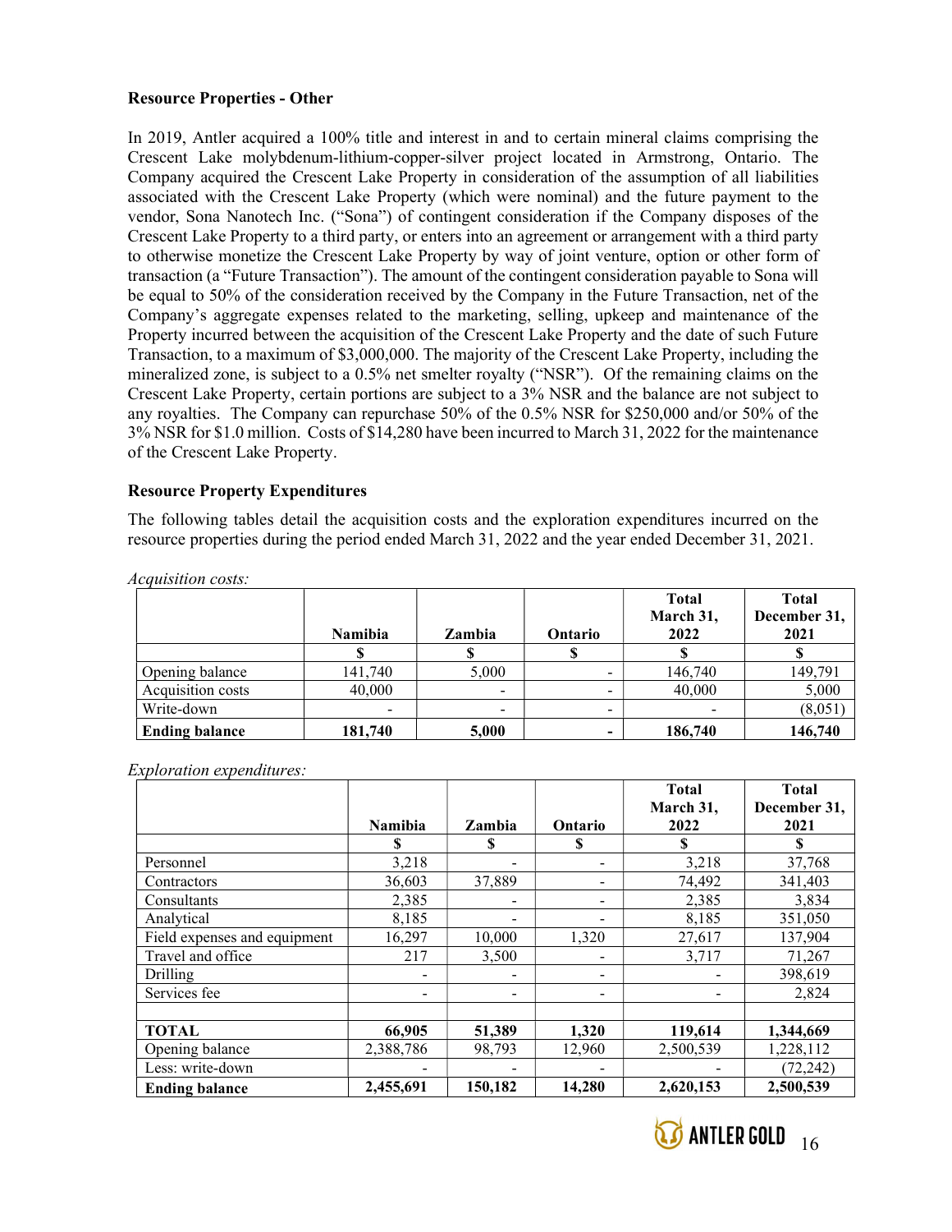### Resource Properties - Other

In 2019, Antler acquired a 100% title and interest in and to certain mineral claims comprising the Crescent Lake molybdenum-lithium-copper-silver project located in Armstrong, Ontario. The Company acquired the Crescent Lake Property in consideration of the assumption of all liabilities associated with the Crescent Lake Property (which were nominal) and the future payment to the vendor, Sona Nanotech Inc. ("Sona") of contingent consideration if the Company disposes of the Crescent Lake Property to a third party, or enters into an agreement or arrangement with a third party to otherwise monetize the Crescent Lake Property by way of joint venture, option or other form of transaction (a "Future Transaction"). The amount of the contingent consideration payable to Sona will be equal to 50% of the consideration received by the Company in the Future Transaction, net of the Company's aggregate expenses related to the marketing, selling, upkeep and maintenance of the Property incurred between the acquisition of the Crescent Lake Property and the date of such Future Transaction, to a maximum of $3,000,000. The majority of the Crescent Lake Property, including the mineralized zone, is subject to a 0.5% net smelter royalty ("NSR"). Of the remaining claims on the Crescent Lake Property, certain portions are subject to a 3% NSR and the balance are not subject to any royalties. The Company can repurchase 50% of the 0.5% NSR for $250,000 and/or 50% of the 3% NSR for $1.0 million. Costs of $14,280 have been incurred to March 31, 2022 for the maintenance of the Crescent Lake Property.

### Resource Property Expenditures

The following tables detail the acquisition costs and the exploration expenditures incurred on the resource properties during the period ended March 31, 2022 and the year ended December 31, 2021.

*Acquisition costs:*

| | Namibia | Zambia | Ontario | Total March 31, 2022 | Total December 31, 2021 |
|---|---|---|---|---|---|
| | $ | $ | $ | $ | $ |
| Opening balance | 141,740 | 5,000 | - | 146,740 | 149,791 |
| Acquisition costs | 40,000 | - | - | 40,000 | 5,000 |
| Write-down | - | - | - | - | (8,051) |
| **Ending balance** | **181,740** | **5,000** | **-** | **186,740** | **146,740** |

*Exploration expenditures:*

| | Namibia | Zambia | Ontario | Total March 31, 2022 | Total December 31, 2021 |
|---|---|---|---|---|---|
| | $ | $ | $ | $ | $ |
| Personnel | 3,218 | - | - | 3,218 | 37,768 |
| Contractors | 36,603 | 37,889 | - | 74,492 | 341,403 |
| Consultants | 2,385 | - | - | 2,385 | 3,834 |
| Analytical | 8,185 | - | - | 8,185 | 351,050 |
| Field expenses and equipment | 16,297 | 10,000 | 1,320 | 27,617 | 137,904 |
| Travel and office | 217 | 3,500 | - | 3,717 | 71,267 |
| Drilling | - | - | - | - | 398,619 |
| Services fee | - | - | - | - | 2,824 |
| | | | | | |
| **TOTAL** | **66,905** | **51,389** | **1,320** | **119,614** | **1,344,669** |
| Opening balance | 2,388,786 | 98,793 | 12,960 | 2,500,539 | 1,228,112 |
| Less: write-down | - | - | - | - | (72,242) |
| **Ending balance** | **2,455,691** | **150,182** | **14,280** | **2,620,153** | **2,500,539** |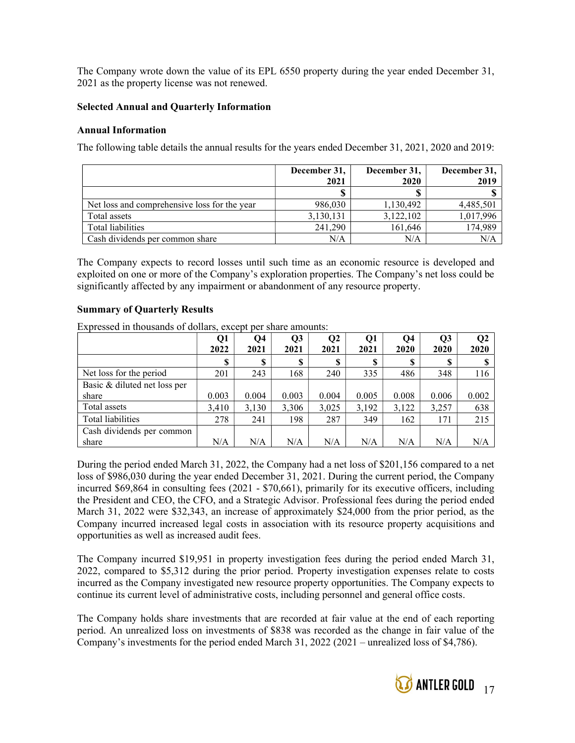The Company wrote down the value of its EPL 6550 property during the year ended December 31, 2021 as the property license was not renewed.

**Selected Annual and Quarterly Information**

**Annual Information**

The following table details the annual results for the years ended December 31, 2021, 2020 and 2019:

| | December 31, 2021 | December 31, 2020 | December 31, 2019 |
|---|---|---|---|
| | $ | $ | $ |
| Net loss and comprehensive loss for the year | 986,030 | 1,130,492 | 4,485,501 |
| Total assets | 3,130,131 | 3,122,102 | 1,017,996 |
| Total liabilities | 241,290 | 161,646 | 174,989 |
| Cash dividends per common share | N/A | N/A | N/A |

The Company expects to record losses until such time as an economic resource is developed and exploited on one or more of the Company's exploration properties. The Company's net loss could be significantly affected by any impairment or abandonment of any resource property.

**Summary of Quarterly Results**

Expressed in thousands of dollars, except per share amounts:

| | Q1 2022 | Q4 2021 | Q3 2021 | Q2 2021 | Q1 2021 | Q4 2020 | Q3 2020 | Q2 2020 |
|---|---|---|---|---|---|---|---|---|
| | $ | $ | $ | $ | $ | $ | $ | $ |
| Net loss for the period | 201 | 243 | 168 | 240 | 335 | 486 | 348 | 116 |
| Basic & diluted net loss per share | 0.003 | 0.004 | 0.003 | 0.004 | 0.005 | 0.008 | 0.006 | 0.002 |
| Total assets | 3,410 | 3,130 | 3,306 | 3,025 | 3,192 | 3,122 | 3,257 | 638 |
| Total liabilities | 278 | 241 | 198 | 287 | 349 | 162 | 171 | 215 |
| Cash dividends per common share | N/A | N/A | N/A | N/A | N/A | N/A | N/A | N/A |

During the period ended March 31, 2022, the Company had a net loss of $201,156 compared to a net loss of $986,030 during the year ended December 31, 2021. During the current period, the Company incurred $69,864 in consulting fees (2021 - $70,661), primarily for its executive officers, including the President and CEO, the CFO, and a Strategic Advisor. Professional fees during the period ended March 31, 2022 were $32,343, an increase of approximately $24,000 from the prior period, as the Company incurred increased legal costs in association with its resource property acquisitions and opportunities as well as increased audit fees.

The Company incurred $19,951 in property investigation fees during the period ended March 31, 2022, compared to $5,312 during the prior period. Property investigation expenses relate to costs incurred as the Company investigated new resource property opportunities. The Company expects to continue its current level of administrative costs, including personnel and general office costs.

The Company holds share investments that are recorded at fair value at the end of each reporting period. An unrealized loss on investments of $838 was recorded as the change in fair value of the Company's investments for the period ended March 31, 2022 (2021 – unrealized loss of $4,786).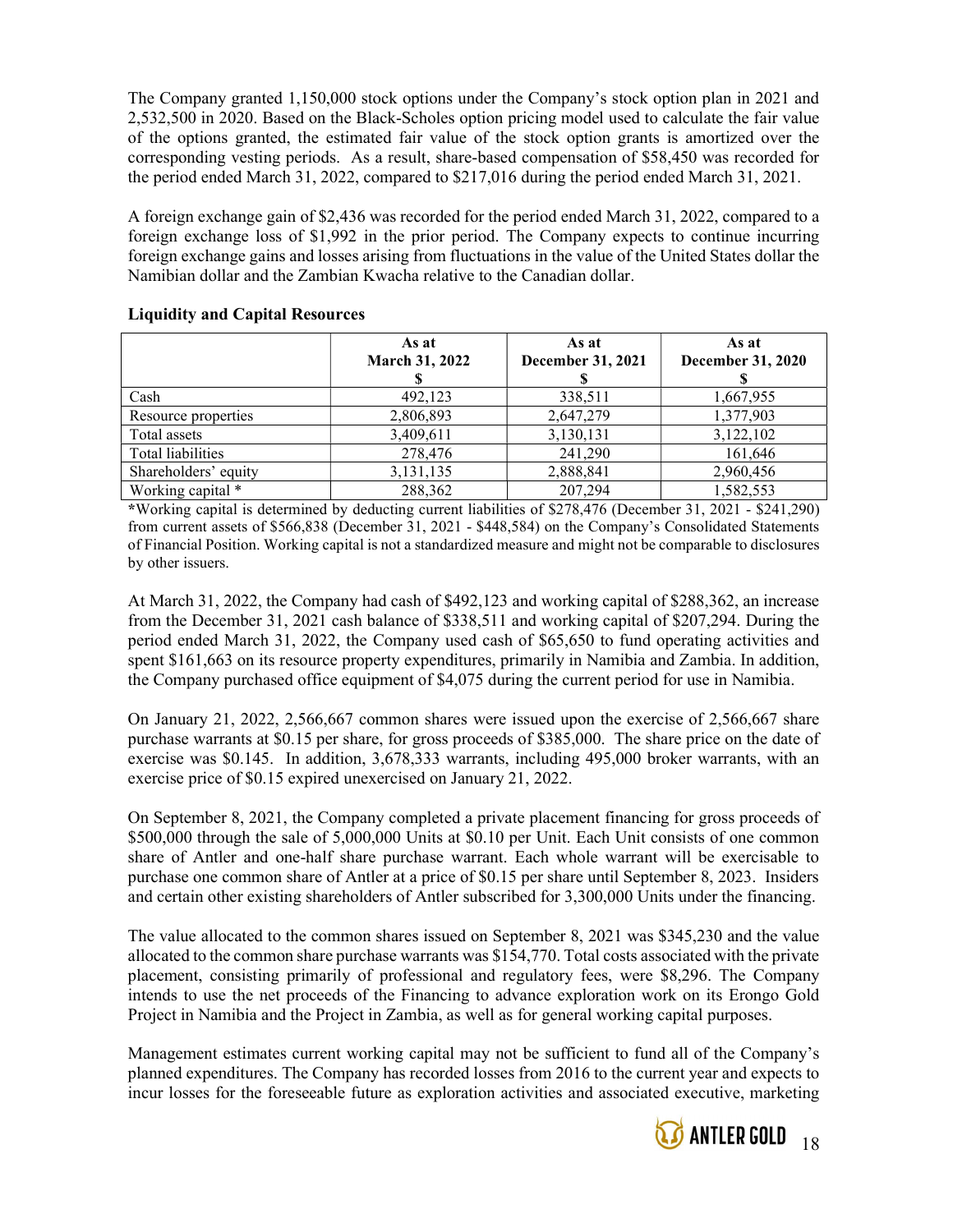The Company granted 1,150,000 stock options under the Company's stock option plan in 2021 and 2,532,500 in 2020. Based on the Black-Scholes option pricing model used to calculate the fair value of the options granted, the estimated fair value of the stock option grants is amortized over the corresponding vesting periods. As a result, share-based compensation of $58,450 was recorded for the period ended March 31, 2022, compared to $217,016 during the period ended March 31, 2021.

A foreign exchange gain of $2,436 was recorded for the period ended March 31, 2022, compared to a foreign exchange loss of $1,992 in the prior period. The Company expects to continue incurring foreign exchange gains and losses arising from fluctuations in the value of the United States dollar the Namibian dollar and the Zambian Kwacha relative to the Canadian dollar.

**Liquidity and Capital Resources**

| | As at March 31, 2022 $ | As at December 31, 2021 $ | As at December 31, 2020 $ |
|---|---|---|---|
| Cash | 492,123 | 338,511 | 1,667,955 |
| Resource properties | 2,806,893 | 2,647,279 | 1,377,903 |
| Total assets | 3,409,611 | 3,130,131 | 3,122,102 |
| Total liabilities | 278,476 | 241,290 | 161,646 |
| Shareholders' equity | 3,131,135 | 2,888,841 | 2,960,456 |
| Working capital * | 288,362 | 207,294 | 1,582,553 |

*Working capital is determined by deducting current liabilities of $278,476 (December 31, 2021 - $241,290) from current assets of $566,838 (December 31, 2021 - $448,584) on the Company's Consolidated Statements of Financial Position. Working capital is not a standardized measure and might not be comparable to disclosures by other issuers.

At March 31, 2022, the Company had cash of $492,123 and working capital of $288,362, an increase from the December 31, 2021 cash balance of $338,511 and working capital of $207,294. During the period ended March 31, 2022, the Company used cash of $65,650 to fund operating activities and spent $161,663 on its resource property expenditures, primarily in Namibia and Zambia. In addition, the Company purchased office equipment of $4,075 during the current period for use in Namibia.

On January 21, 2022, 2,566,667 common shares were issued upon the exercise of 2,566,667 share purchase warrants at $0.15 per share, for gross proceeds of $385,000. The share price on the date of exercise was $0.145. In addition, 3,678,333 warrants, including 495,000 broker warrants, with an exercise price of $0.15 expired unexercised on January 21, 2022.

On September 8, 2021, the Company completed a private placement financing for gross proceeds of $500,000 through the sale of 5,000,000 Units at $0.10 per Unit. Each Unit consists of one common share of Antler and one-half share purchase warrant. Each whole warrant will be exercisable to purchase one common share of Antler at a price of $0.15 per share until September 8, 2023. Insiders and certain other existing shareholders of Antler subscribed for 3,300,000 Units under the financing.

The value allocated to the common shares issued on September 8, 2021 was $345,230 and the value allocated to the common share purchase warrants was $154,770. Total costs associated with the private placement, consisting primarily of professional and regulatory fees, were $8,296. The Company intends to use the net proceeds of the Financing to advance exploration work on its Erongo Gold Project in Namibia and the Project in Zambia, as well as for general working capital purposes.

Management estimates current working capital may not be sufficient to fund all of the Company's planned expenditures. The Company has recorded losses from 2016 to the current year and expects to incur losses for the foreseeable future as exploration activities and associated executive, marketing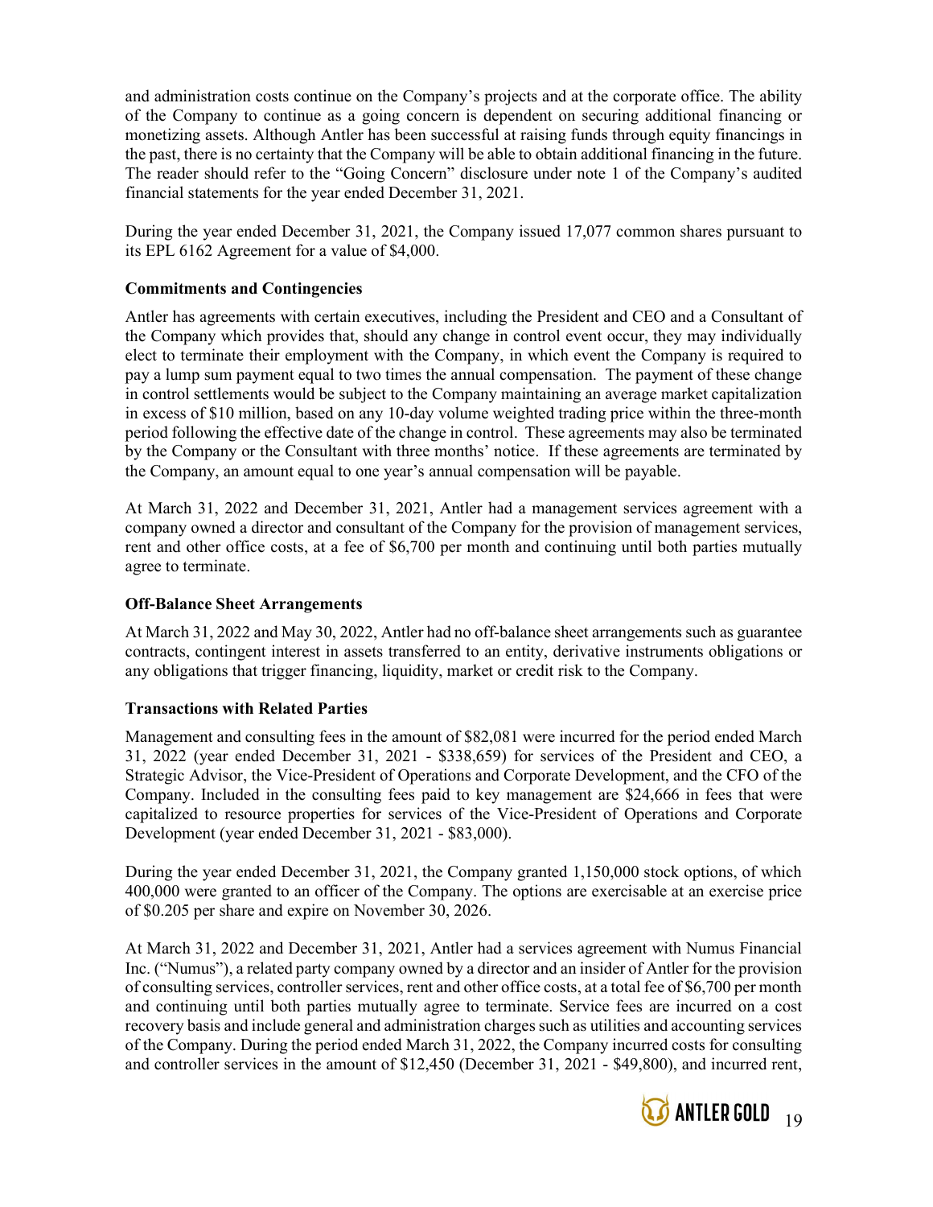and administration costs continue on the Company's projects and at the corporate office. The ability of the Company to continue as a going concern is dependent on securing additional financing or monetizing assets. Although Antler has been successful at raising funds through equity financings in the past, there is no certainty that the Company will be able to obtain additional financing in the future. The reader should refer to the "Going Concern" disclosure under note 1 of the Company's audited financial statements for the year ended December 31, 2021.

During the year ended December 31, 2021, the Company issued 17,077 common shares pursuant to its EPL 6162 Agreement for a value of $4,000.

**Commitments and Contingencies**

Antler has agreements with certain executives, including the President and CEO and a Consultant of the Company which provides that, should any change in control event occur, they may individually elect to terminate their employment with the Company, in which event the Company is required to pay a lump sum payment equal to two times the annual compensation. The payment of these change in control settlements would be subject to the Company maintaining an average market capitalization in excess of $10 million, based on any 10-day volume weighted trading price within the three-month period following the effective date of the change in control. These agreements may also be terminated by the Company or the Consultant with three months' notice. If these agreements are terminated by the Company, an amount equal to one year's annual compensation will be payable.

At March 31, 2022 and December 31, 2021, Antler had a management services agreement with a company owned a director and consultant of the Company for the provision of management services, rent and other office costs, at a fee of $6,700 per month and continuing until both parties mutually agree to terminate.

**Off-Balance Sheet Arrangements**

At March 31, 2022 and May 30, 2022, Antler had no off-balance sheet arrangements such as guarantee contracts, contingent interest in assets transferred to an entity, derivative instruments obligations or any obligations that trigger financing, liquidity, market or credit risk to the Company.

**Transactions with Related Parties**

Management and consulting fees in the amount of $82,081 were incurred for the period ended March 31, 2022 (year ended December 31, 2021 - $338,659) for services of the President and CEO, a Strategic Advisor, the Vice-President of Operations and Corporate Development, and the CFO of the Company. Included in the consulting fees paid to key management are $24,666 in fees that were capitalized to resource properties for services of the Vice-President of Operations and Corporate Development (year ended December 31, 2021 - $83,000).

During the year ended December 31, 2021, the Company granted 1,150,000 stock options, of which 400,000 were granted to an officer of the Company. The options are exercisable at an exercise price of $0.205 per share and expire on November 30, 2026.

At March 31, 2022 and December 31, 2021, Antler had a services agreement with Numus Financial Inc. ("Numus"), a related party company owned by a director and an insider of Antler for the provision of consulting services, controller services, rent and other office costs, at a total fee of $6,700 per month and continuing until both parties mutually agree to terminate. Service fees are incurred on a cost recovery basis and include general and administration charges such as utilities and accounting services of the Company. During the period ended March 31, 2022, the Company incurred costs for consulting and controller services in the amount of $12,450 (December 31, 2021 - $49,800), and incurred rent,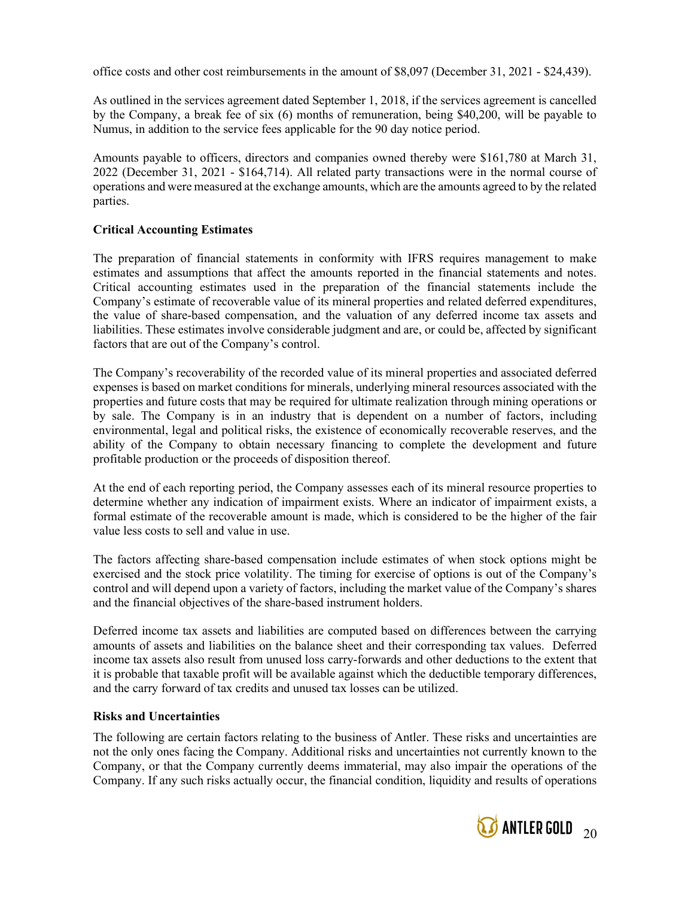office costs and other cost reimbursements in the amount of $8,097 (December 31, 2021 - $24,439).

As outlined in the services agreement dated September 1, 2018, if the services agreement is cancelled by the Company, a break fee of six (6) months of remuneration, being $40,200, will be payable to Numus, in addition to the service fees applicable for the 90 day notice period.

Amounts payable to officers, directors and companies owned thereby were $161,780 at March 31, 2022 (December 31, 2021 - $164,714). All related party transactions were in the normal course of operations and were measured at the exchange amounts, which are the amounts agreed to by the related parties.

**Critical Accounting Estimates**

The preparation of financial statements in conformity with IFRS requires management to make estimates and assumptions that affect the amounts reported in the financial statements and notes. Critical accounting estimates used in the preparation of the financial statements include the Company's estimate of recoverable value of its mineral properties and related deferred expenditures, the value of share-based compensation, and the valuation of any deferred income tax assets and liabilities. These estimates involve considerable judgment and are, or could be, affected by significant factors that are out of the Company's control.

The Company's recoverability of the recorded value of its mineral properties and associated deferred expenses is based on market conditions for minerals, underlying mineral resources associated with the properties and future costs that may be required for ultimate realization through mining operations or by sale. The Company is in an industry that is dependent on a number of factors, including environmental, legal and political risks, the existence of economically recoverable reserves, and the ability of the Company to obtain necessary financing to complete the development and future profitable production or the proceeds of disposition thereof.

At the end of each reporting period, the Company assesses each of its mineral resource properties to determine whether any indication of impairment exists. Where an indicator of impairment exists, a formal estimate of the recoverable amount is made, which is considered to be the higher of the fair value less costs to sell and value in use.

The factors affecting share-based compensation include estimates of when stock options might be exercised and the stock price volatility. The timing for exercise of options is out of the Company's control and will depend upon a variety of factors, including the market value of the Company's shares and the financial objectives of the share-based instrument holders.

Deferred income tax assets and liabilities are computed based on differences between the carrying amounts of assets and liabilities on the balance sheet and their corresponding tax values. Deferred income tax assets also result from unused loss carry-forwards and other deductions to the extent that it is probable that taxable profit will be available against which the deductible temporary differences, and the carry forward of tax credits and unused tax losses can be utilized.

**Risks and Uncertainties**

The following are certain factors relating to the business of Antler. These risks and uncertainties are not the only ones facing the Company. Additional risks and uncertainties not currently known to the Company, or that the Company currently deems immaterial, may also impair the operations of the Company. If any such risks actually occur, the financial condition, liquidity and results of operations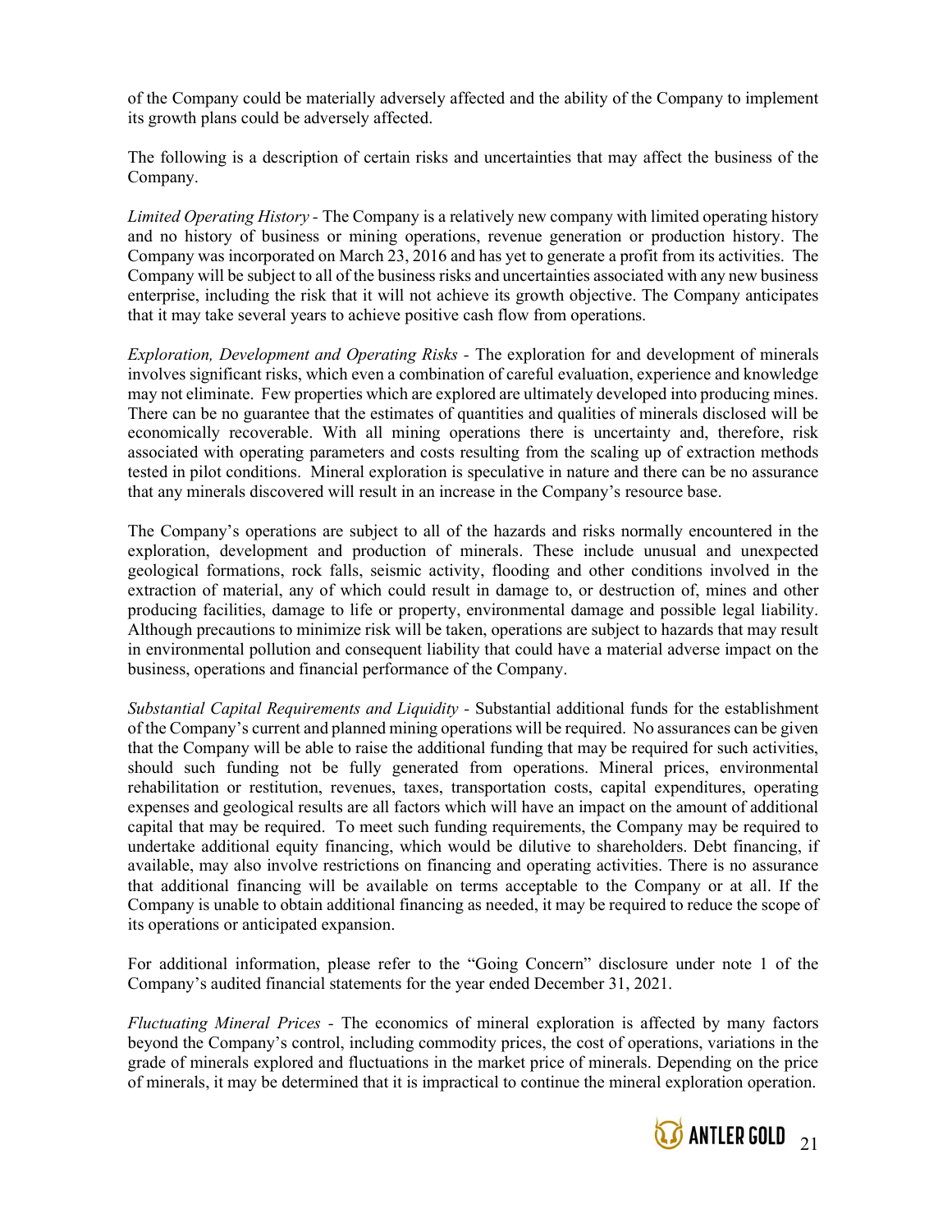of the Company could be materially adversely affected and the ability of the Company to implement its growth plans could be adversely affected.

The following is a description of certain risks and uncertainties that may affect the business of the Company.

*Limited Operating History* - The Company is a relatively new company with limited operating history and no history of business or mining operations, revenue generation or production history. The Company was incorporated on March 23, 2016 and has yet to generate a profit from its activities. The Company will be subject to all of the business risks and uncertainties associated with any new business enterprise, including the risk that it will not achieve its growth objective. The Company anticipates that it may take several years to achieve positive cash flow from operations.

*Exploration, Development and Operating Risks* - The exploration for and development of minerals involves significant risks, which even a combination of careful evaluation, experience and knowledge may not eliminate. Few properties which are explored are ultimately developed into producing mines. There can be no guarantee that the estimates of quantities and qualities of minerals disclosed will be economically recoverable. With all mining operations there is uncertainty and, therefore, risk associated with operating parameters and costs resulting from the scaling up of extraction methods tested in pilot conditions. Mineral exploration is speculative in nature and there can be no assurance that any minerals discovered will result in an increase in the Company's resource base.

The Company's operations are subject to all of the hazards and risks normally encountered in the exploration, development and production of minerals. These include unusual and unexpected geological formations, rock falls, seismic activity, flooding and other conditions involved in the extraction of material, any of which could result in damage to, or destruction of, mines and other producing facilities, damage to life or property, environmental damage and possible legal liability. Although precautions to minimize risk will be taken, operations are subject to hazards that may result in environmental pollution and consequent liability that could have a material adverse impact on the business, operations and financial performance of the Company.

*Substantial Capital Requirements and Liquidity* - Substantial additional funds for the establishment of the Company's current and planned mining operations will be required. No assurances can be given that the Company will be able to raise the additional funding that may be required for such activities, should such funding not be fully generated from operations. Mineral prices, environmental rehabilitation or restitution, revenues, taxes, transportation costs, capital expenditures, operating expenses and geological results are all factors which will have an impact on the amount of additional capital that may be required. To meet such funding requirements, the Company may be required to undertake additional equity financing, which would be dilutive to shareholders. Debt financing, if available, may also involve restrictions on financing and operating activities. There is no assurance that additional financing will be available on terms acceptable to the Company or at all. If the Company is unable to obtain additional financing as needed, it may be required to reduce the scope of its operations or anticipated expansion.

For additional information, please refer to the "Going Concern" disclosure under note 1 of the Company's audited financial statements for the year ended December 31, 2021.

*Fluctuating Mineral Prices* - The economics of mineral exploration is affected by many factors beyond the Company's control, including commodity prices, the cost of operations, variations in the grade of minerals explored and fluctuations in the market price of minerals. Depending on the price of minerals, it may be determined that it is impractical to continue the mineral exploration operation.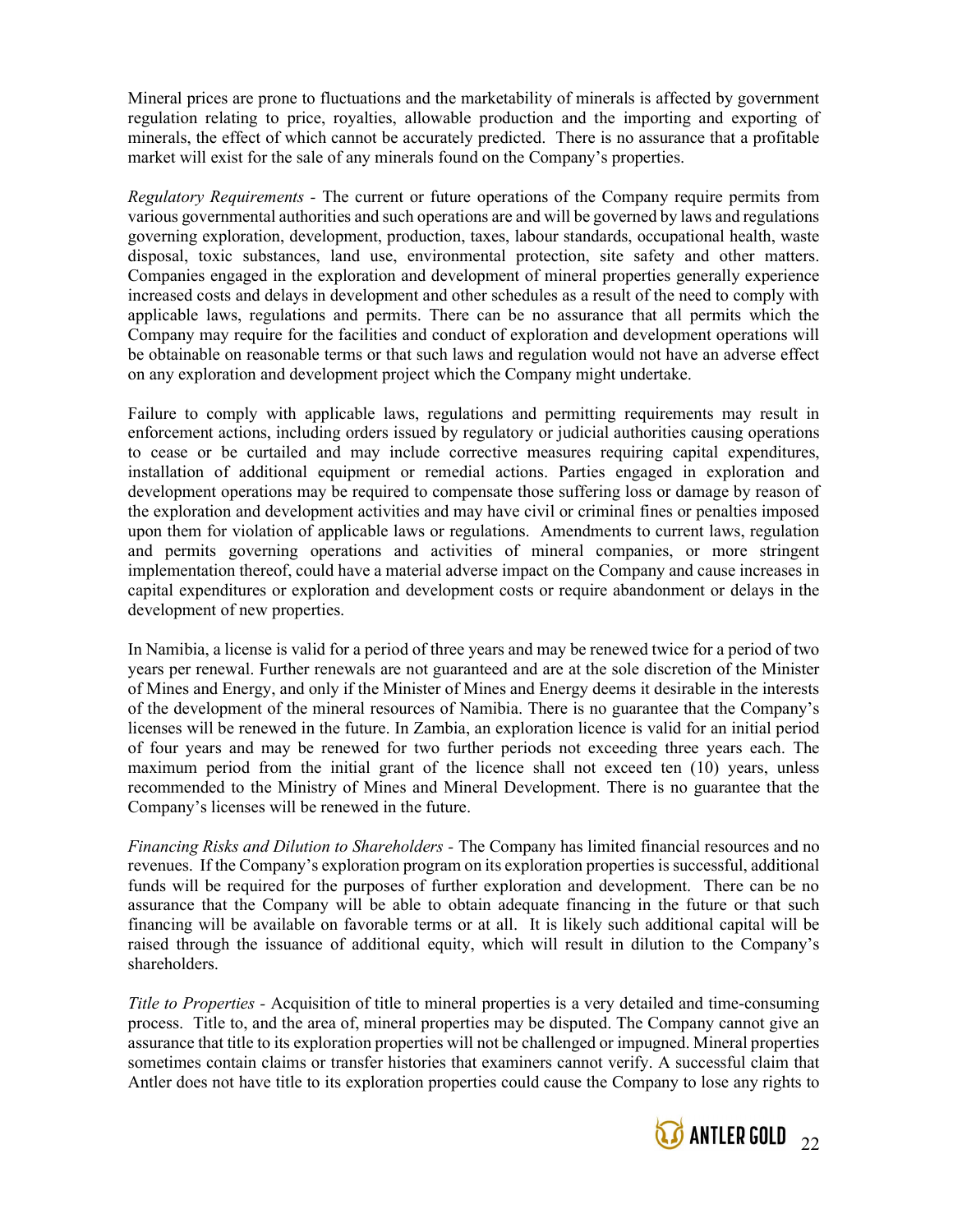Mineral prices are prone to fluctuations and the marketability of minerals is affected by government regulation relating to price, royalties, allowable production and the importing and exporting of minerals, the effect of which cannot be accurately predicted. There is no assurance that a profitable market will exist for the sale of any minerals found on the Company's properties.

*Regulatory Requirements* - The current or future operations of the Company require permits from various governmental authorities and such operations are and will be governed by laws and regulations governing exploration, development, production, taxes, labour standards, occupational health, waste disposal, toxic substances, land use, environmental protection, site safety and other matters. Companies engaged in the exploration and development of mineral properties generally experience increased costs and delays in development and other schedules as a result of the need to comply with applicable laws, regulations and permits. There can be no assurance that all permits which the Company may require for the facilities and conduct of exploration and development operations will be obtainable on reasonable terms or that such laws and regulation would not have an adverse effect on any exploration and development project which the Company might undertake.

Failure to comply with applicable laws, regulations and permitting requirements may result in enforcement actions, including orders issued by regulatory or judicial authorities causing operations to cease or be curtailed and may include corrective measures requiring capital expenditures, installation of additional equipment or remedial actions. Parties engaged in exploration and development operations may be required to compensate those suffering loss or damage by reason of the exploration and development activities and may have civil or criminal fines or penalties imposed upon them for violation of applicable laws or regulations. Amendments to current laws, regulation and permits governing operations and activities of mineral companies, or more stringent implementation thereof, could have a material adverse impact on the Company and cause increases in capital expenditures or exploration and development costs or require abandonment or delays in the development of new properties.

In Namibia, a license is valid for a period of three years and may be renewed twice for a period of two years per renewal. Further renewals are not guaranteed and are at the sole discretion of the Minister of Mines and Energy, and only if the Minister of Mines and Energy deems it desirable in the interests of the development of the mineral resources of Namibia. There is no guarantee that the Company's licenses will be renewed in the future. In Zambia, an exploration licence is valid for an initial period of four years and may be renewed for two further periods not exceeding three years each. The maximum period from the initial grant of the licence shall not exceed ten (10) years, unless recommended to the Ministry of Mines and Mineral Development. There is no guarantee that the Company's licenses will be renewed in the future.

*Financing Risks and Dilution to Shareholders* - The Company has limited financial resources and no revenues. If the Company's exploration program on its exploration properties is successful, additional funds will be required for the purposes of further exploration and development. There can be no assurance that the Company will be able to obtain adequate financing in the future or that such financing will be available on favorable terms or at all. It is likely such additional capital will be raised through the issuance of additional equity, which will result in dilution to the Company's shareholders.

*Title to Properties* - Acquisition of title to mineral properties is a very detailed and time-consuming process. Title to, and the area of, mineral properties may be disputed. The Company cannot give an assurance that title to its exploration properties will not be challenged or impugned. Mineral properties sometimes contain claims or transfer histories that examiners cannot verify. A successful claim that Antler does not have title to its exploration properties could cause the Company to lose any rights to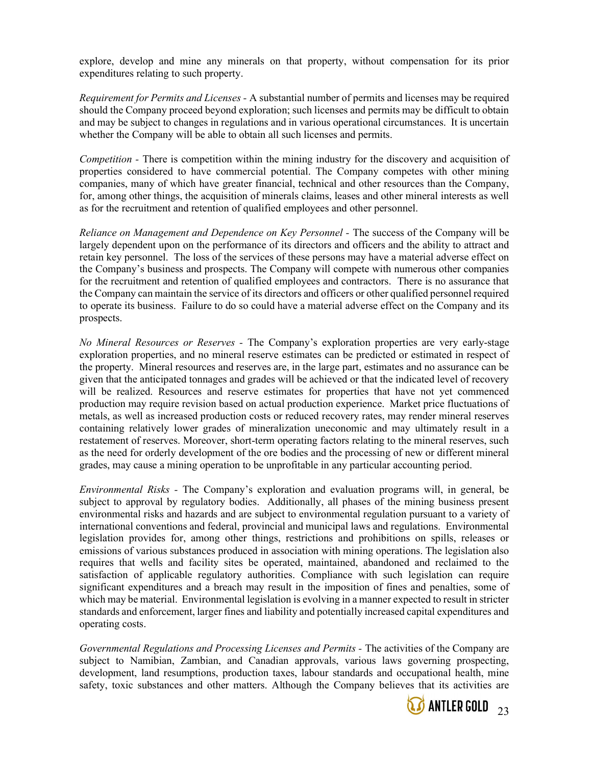explore, develop and mine any minerals on that property, without compensation for its prior expenditures relating to such property.

*Requirement for Permits and Licenses* - A substantial number of permits and licenses may be required should the Company proceed beyond exploration; such licenses and permits may be difficult to obtain and may be subject to changes in regulations and in various operational circumstances. It is uncertain whether the Company will be able to obtain all such licenses and permits.

*Competition* - There is competition within the mining industry for the discovery and acquisition of properties considered to have commercial potential. The Company competes with other mining companies, many of which have greater financial, technical and other resources than the Company, for, among other things, the acquisition of minerals claims, leases and other mineral interests as well as for the recruitment and retention of qualified employees and other personnel.

*Reliance on Management and Dependence on Key Personnel* - The success of the Company will be largely dependent upon on the performance of its directors and officers and the ability to attract and retain key personnel. The loss of the services of these persons may have a material adverse effect on the Company's business and prospects. The Company will compete with numerous other companies for the recruitment and retention of qualified employees and contractors. There is no assurance that the Company can maintain the service of its directors and officers or other qualified personnel required to operate its business. Failure to do so could have a material adverse effect on the Company and its prospects.

*No Mineral Resources or Reserves* - The Company's exploration properties are very early-stage exploration properties, and no mineral reserve estimates can be predicted or estimated in respect of the property. Mineral resources and reserves are, in the large part, estimates and no assurance can be given that the anticipated tonnages and grades will be achieved or that the indicated level of recovery will be realized. Resources and reserve estimates for properties that have not yet commenced production may require revision based on actual production experience. Market price fluctuations of metals, as well as increased production costs or reduced recovery rates, may render mineral reserves containing relatively lower grades of mineralization uneconomic and may ultimately result in a restatement of reserves. Moreover, short-term operating factors relating to the mineral reserves, such as the need for orderly development of the ore bodies and the processing of new or different mineral grades, may cause a mining operation to be unprofitable in any particular accounting period.

*Environmental Risks* - The Company's exploration and evaluation programs will, in general, be subject to approval by regulatory bodies. Additionally, all phases of the mining business present environmental risks and hazards and are subject to environmental regulation pursuant to a variety of international conventions and federal, provincial and municipal laws and regulations. Environmental legislation provides for, among other things, restrictions and prohibitions on spills, releases or emissions of various substances produced in association with mining operations. The legislation also requires that wells and facility sites be operated, maintained, abandoned and reclaimed to the satisfaction of applicable regulatory authorities. Compliance with such legislation can require significant expenditures and a breach may result in the imposition of fines and penalties, some of which may be material. Environmental legislation is evolving in a manner expected to result in stricter standards and enforcement, larger fines and liability and potentially increased capital expenditures and operating costs.

*Governmental Regulations and Processing Licenses and Permits* - The activities of the Company are subject to Namibian, Zambian, and Canadian approvals, various laws governing prospecting, development, land resumptions, production taxes, labour standards and occupational health, mine safety, toxic substances and other matters. Although the Company believes that its activities are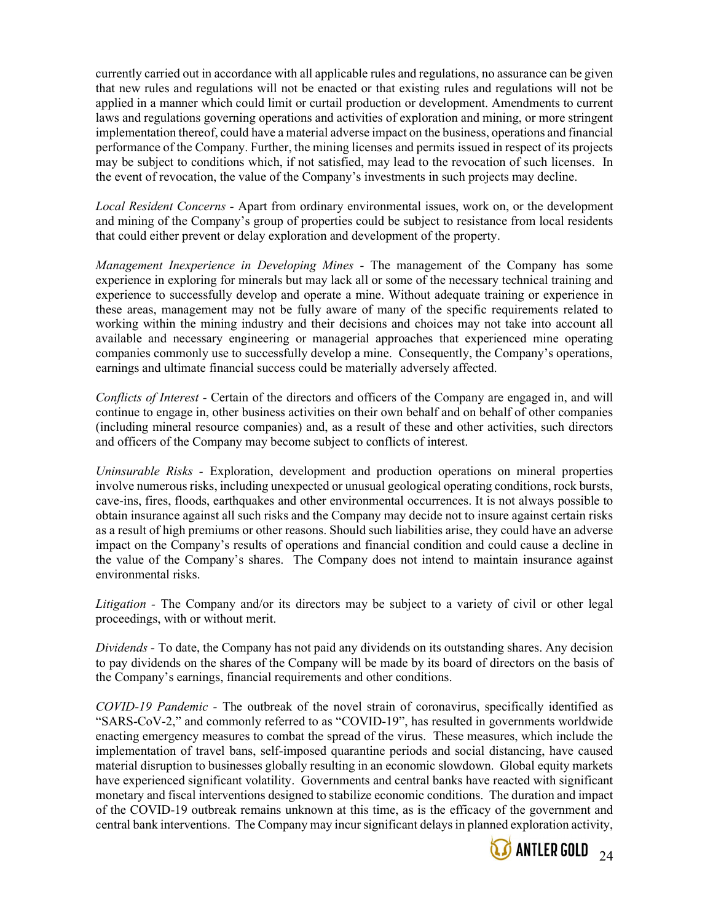currently carried out in accordance with all applicable rules and regulations, no assurance can be given that new rules and regulations will not be enacted or that existing rules and regulations will not be applied in a manner which could limit or curtail production or development. Amendments to current laws and regulations governing operations and activities of exploration and mining, or more stringent implementation thereof, could have a material adverse impact on the business, operations and financial performance of the Company. Further, the mining licenses and permits issued in respect of its projects may be subject to conditions which, if not satisfied, may lead to the revocation of such licenses. In the event of revocation, the value of the Company's investments in such projects may decline.

*Local Resident Concerns* - Apart from ordinary environmental issues, work on, or the development and mining of the Company's group of properties could be subject to resistance from local residents that could either prevent or delay exploration and development of the property.

*Management Inexperience in Developing Mines* - The management of the Company has some experience in exploring for minerals but may lack all or some of the necessary technical training and experience to successfully develop and operate a mine. Without adequate training or experience in these areas, management may not be fully aware of many of the specific requirements related to working within the mining industry and their decisions and choices may not take into account all available and necessary engineering or managerial approaches that experienced mine operating companies commonly use to successfully develop a mine. Consequently, the Company's operations, earnings and ultimate financial success could be materially adversely affected.

*Conflicts of Interest* - Certain of the directors and officers of the Company are engaged in, and will continue to engage in, other business activities on their own behalf and on behalf of other companies (including mineral resource companies) and, as a result of these and other activities, such directors and officers of the Company may become subject to conflicts of interest.

*Uninsurable Risks* - Exploration, development and production operations on mineral properties involve numerous risks, including unexpected or unusual geological operating conditions, rock bursts, cave-ins, fires, floods, earthquakes and other environmental occurrences. It is not always possible to obtain insurance against all such risks and the Company may decide not to insure against certain risks as a result of high premiums or other reasons. Should such liabilities arise, they could have an adverse impact on the Company's results of operations and financial condition and could cause a decline in the value of the Company's shares. The Company does not intend to maintain insurance against environmental risks.

*Litigation* - The Company and/or its directors may be subject to a variety of civil or other legal proceedings, with or without merit.

*Dividends* - To date, the Company has not paid any dividends on its outstanding shares. Any decision to pay dividends on the shares of the Company will be made by its board of directors on the basis of the Company's earnings, financial requirements and other conditions.

*COVID-19 Pandemic* - The outbreak of the novel strain of coronavirus, specifically identified as "SARS-CoV-2," and commonly referred to as "COVID-19", has resulted in governments worldwide enacting emergency measures to combat the spread of the virus. These measures, which include the implementation of travel bans, self-imposed quarantine periods and social distancing, have caused material disruption to businesses globally resulting in an economic slowdown. Global equity markets have experienced significant volatility. Governments and central banks have reacted with significant monetary and fiscal interventions designed to stabilize economic conditions. The duration and impact of the COVID-19 outbreak remains unknown at this time, as is the efficacy of the government and central bank interventions. The Company may incur significant delays in planned exploration activity,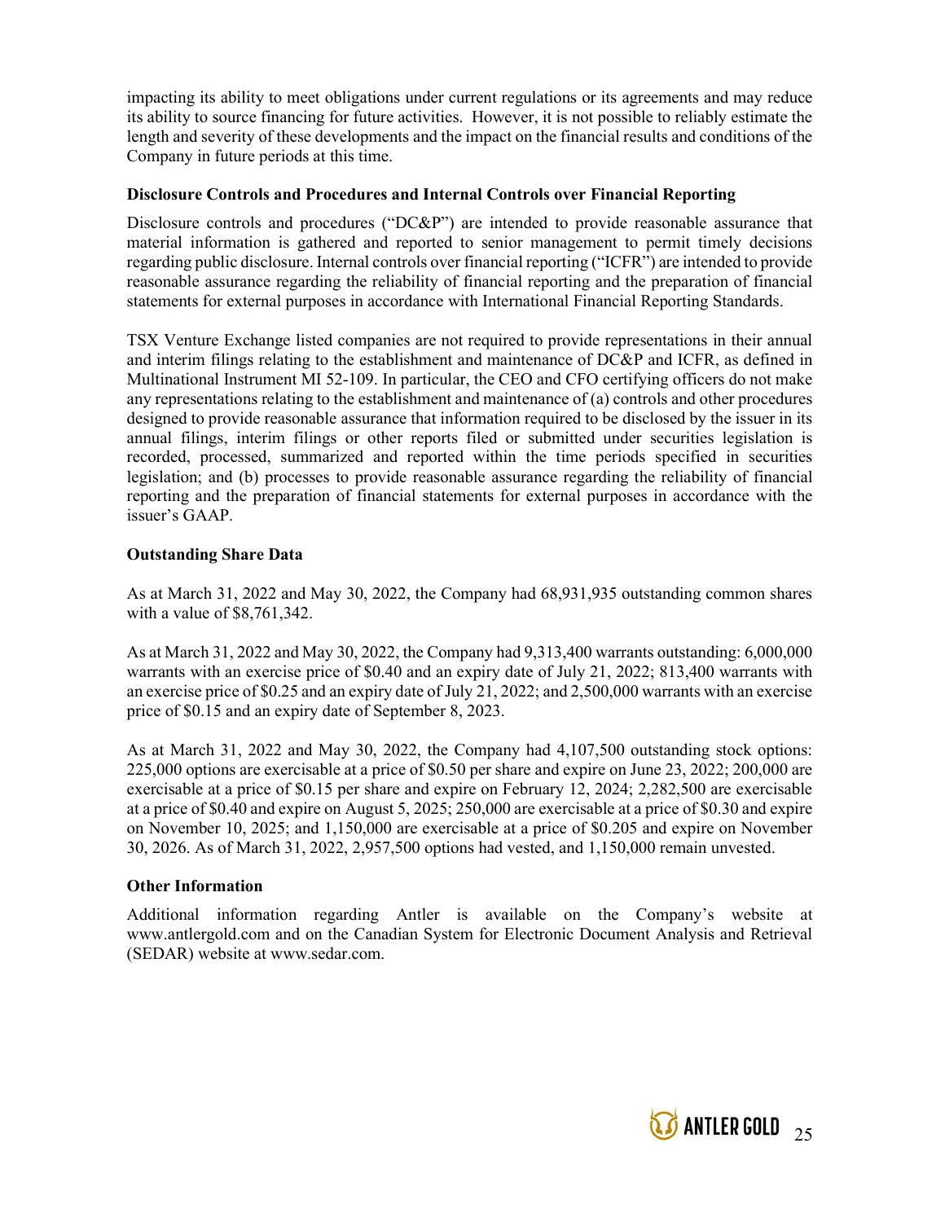impacting its ability to meet obligations under current regulations or its agreements and may reduce its ability to source financing for future activities. However, it is not possible to reliably estimate the length and severity of these developments and the impact on the financial results and conditions of the Company in future periods at this time.

**Disclosure Controls and Procedures and Internal Controls over Financial Reporting**

Disclosure controls and procedures ("DC&P") are intended to provide reasonable assurance that material information is gathered and reported to senior management to permit timely decisions regarding public disclosure. Internal controls over financial reporting ("ICFR") are intended to provide reasonable assurance regarding the reliability of financial reporting and the preparation of financial statements for external purposes in accordance with International Financial Reporting Standards.

TSX Venture Exchange listed companies are not required to provide representations in their annual and interim filings relating to the establishment and maintenance of DC&P and ICFR, as defined in Multinational Instrument MI 52-109. In particular, the CEO and CFO certifying officers do not make any representations relating to the establishment and maintenance of (a) controls and other procedures designed to provide reasonable assurance that information required to be disclosed by the issuer in its annual filings, interim filings or other reports filed or submitted under securities legislation is recorded, processed, summarized and reported within the time periods specified in securities legislation; and (b) processes to provide reasonable assurance regarding the reliability of financial reporting and the preparation of financial statements for external purposes in accordance with the issuer's GAAP.

**Outstanding Share Data**

As at March 31, 2022 and May 30, 2022, the Company had 68,931,935 outstanding common shares with a value of $8,761,342.

As at March 31, 2022 and May 30, 2022, the Company had 9,313,400 warrants outstanding: 6,000,000 warrants with an exercise price of $0.40 and an expiry date of July 21, 2022; 813,400 warrants with an exercise price of $0.25 and an expiry date of July 21, 2022; and 2,500,000 warrants with an exercise price of $0.15 and an expiry date of September 8, 2023.

As at March 31, 2022 and May 30, 2022, the Company had 4,107,500 outstanding stock options: 225,000 options are exercisable at a price of $0.50 per share and expire on June 23, 2022; 200,000 are exercisable at a price of $0.15 per share and expire on February 12, 2024; 2,282,500 are exercisable at a price of $0.40 and expire on August 5, 2025; 250,000 are exercisable at a price of $0.30 and expire on November 10, 2025; and 1,150,000 are exercisable at a price of $0.205 and expire on November 30, 2026. As of March 31, 2022, 2,957,500 options had vested, and 1,150,000 remain unvested.

**Other Information**

Additional information regarding Antler is available on the Company's website at www.antlergold.com and on the Canadian System for Electronic Document Analysis and Retrieval (SEDAR) website at www.sedar.com.